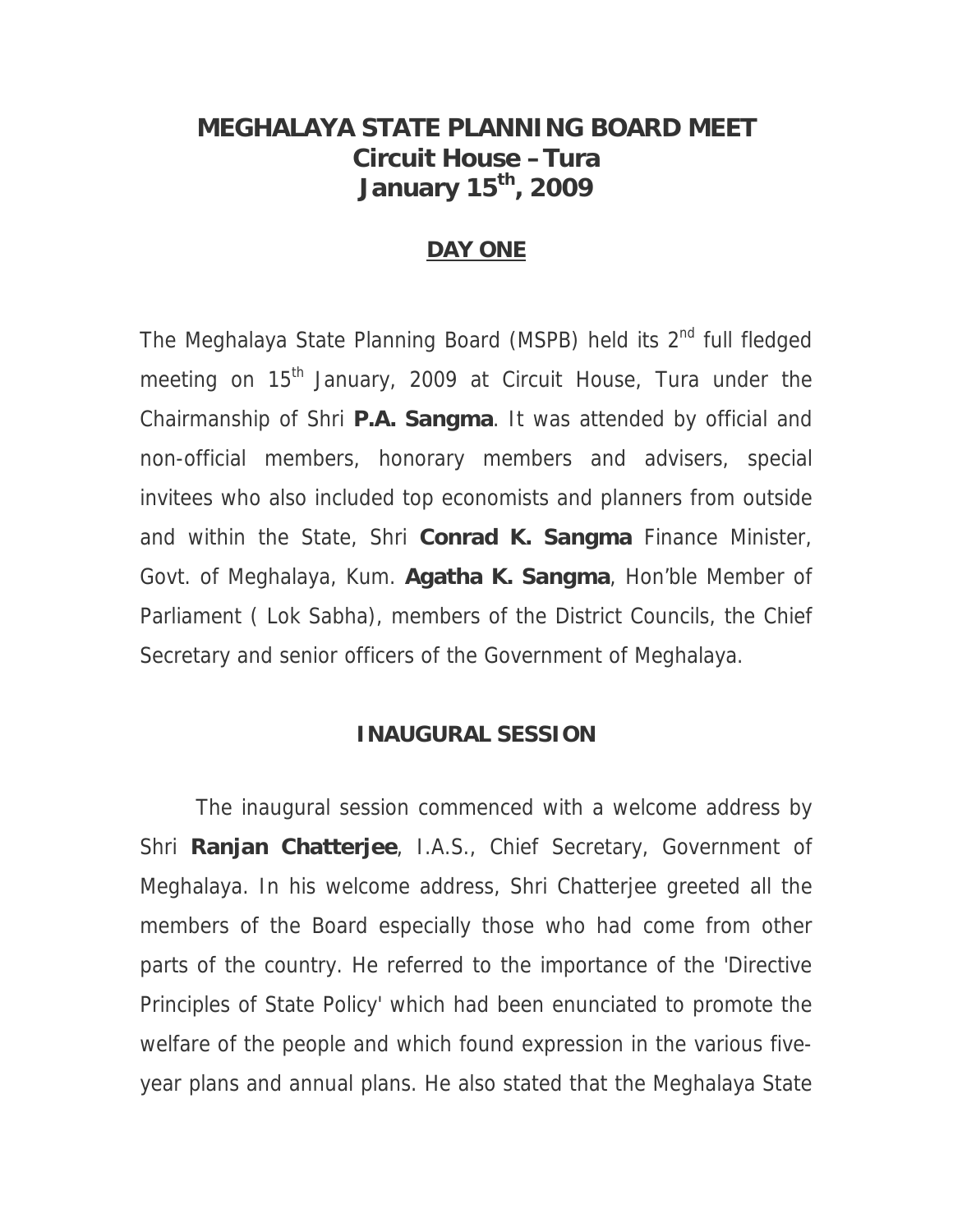# MEGHALAYA STATE PLANNING BOARD MEET
## Circuit House – Tura
## January 15th, 2009

### DAY ONE

The Meghalaya State Planning Board (MSPB) held its 2nd full fledged meeting on 15th January, 2009 at Circuit House, Tura under the Chairmanship of Shri **P.A. Sangma**. It was attended by official and non-official members, honorary members and advisers, special invitees who also included top economists and planners from outside and within the State, Shri **Conrad K. Sangma** Finance Minister, Govt. of Meghalaya, Kum. **Agatha K. Sangma**, Hon'ble Member of Parliament ( Lok Sabha), members of the District Councils, the Chief Secretary and senior officers of the Government of Meghalaya.

### INAUGURAL SESSION

The inaugural session commenced with a welcome address by Shri **Ranjan Chatterjee**, I.A.S., Chief Secretary, Government of Meghalaya. In his welcome address, Shri Chatterjee greeted all the members of the Board especially those who had come from other parts of the country. He referred to the importance of the 'Directive Principles of State Policy' which had been enunciated to promote the welfare of the people and which found expression in the various five-year plans and annual plans. He also stated that the Meghalaya State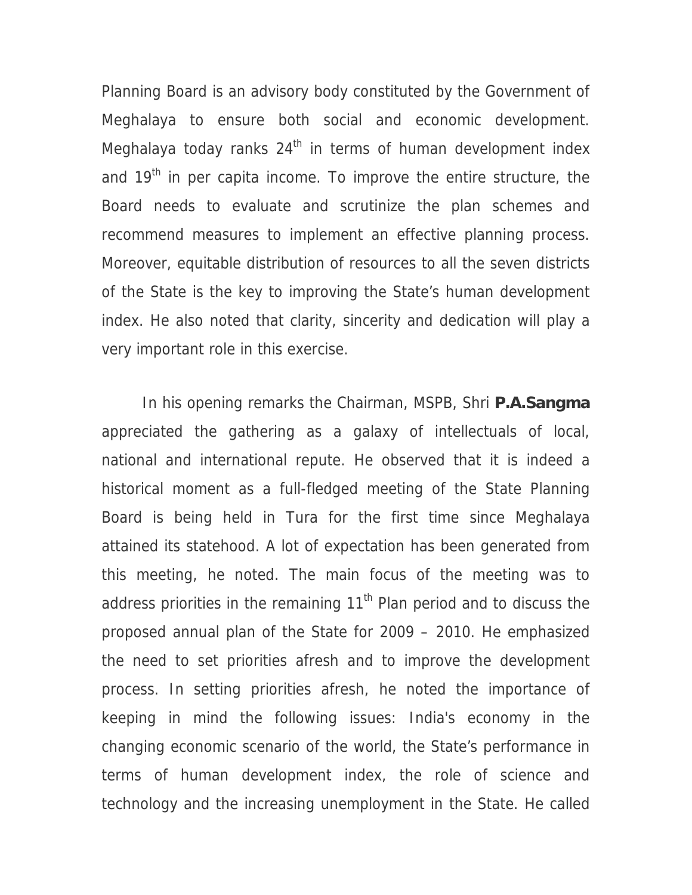Planning Board is an advisory body constituted by the Government of Meghalaya to ensure both social and economic development. Meghalaya today ranks 24th in terms of human development index and 19th in per capita income. To improve the entire structure, the Board needs to evaluate and scrutinize the plan schemes and recommend measures to implement an effective planning process. Moreover, equitable distribution of resources to all the seven districts of the State is the key to improving the State's human development index. He also noted that clarity, sincerity and dedication will play a very important role in this exercise.

In his opening remarks the Chairman, MSPB, Shri **P.A.Sangma** appreciated the gathering as a galaxy of intellectuals of local, national and international repute. He observed that it is indeed a historical moment as a full-fledged meeting of the State Planning Board is being held in Tura for the first time since Meghalaya attained its statehood. A lot of expectation has been generated from this meeting, he noted. The main focus of the meeting was to address priorities in the remaining 11th Plan period and to discuss the proposed annual plan of the State for 2009 – 2010. He emphasized the need to set priorities afresh and to improve the development process. In setting priorities afresh, he noted the importance of keeping in mind the following issues: India's economy in the changing economic scenario of the world, the State's performance in terms of human development index, the role of science and technology and the increasing unemployment in the State. He called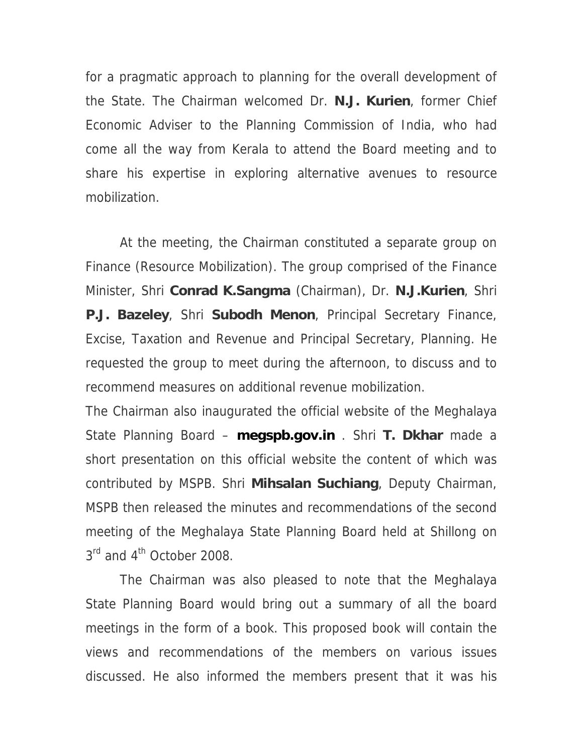for a pragmatic approach to planning for the overall development of the State. The Chairman welcomed Dr. **N.J. Kurien**, former Chief Economic Adviser to the Planning Commission of India, who had come all the way from Kerala to attend the Board meeting and to share his expertise in exploring alternative avenues to resource mobilization.

At the meeting, the Chairman constituted a separate group on Finance (Resource Mobilization). The group comprised of the Finance Minister, Shri **Conrad K.Sangma** (Chairman), Dr. **N.J.Kurien**, Shri **P.J. Bazeley**, Shri **Subodh Menon**, Principal Secretary Finance, Excise, Taxation and Revenue and Principal Secretary, Planning. He requested the group to meet during the afternoon, to discuss and to recommend measures on additional revenue mobilization.

The Chairman also inaugurated the official website of the Meghalaya State Planning Board – **megspb.gov.in** . Shri **T. Dkhar** made a short presentation on this official website the content of which was contributed by MSPB. Shri **Mihsalan Suchiang**, Deputy Chairman, MSPB then released the minutes and recommendations of the second meeting of the Meghalaya State Planning Board held at Shillong on 3rd and 4th October 2008.

The Chairman was also pleased to note that the Meghalaya State Planning Board would bring out a summary of all the board meetings in the form of a book. This proposed book will contain the views and recommendations of the members on various issues discussed. He also informed the members present that it was his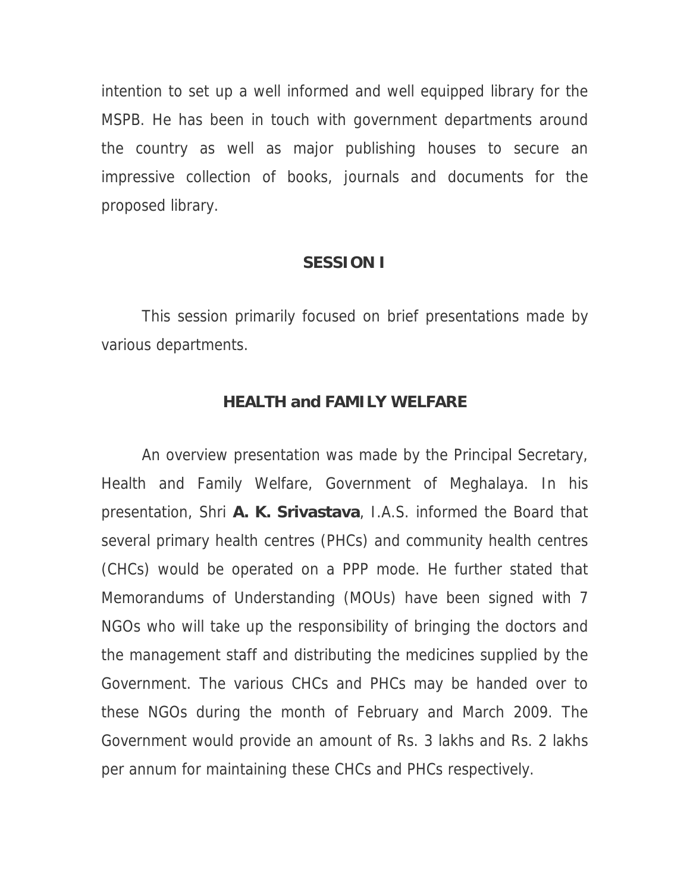intention to set up a well informed and well equipped library for the MSPB. He has been in touch with government departments around the country as well as major publishing houses to secure an impressive collection of books, journals and documents for the proposed library.

## SESSION I

This session primarily focused on brief presentations made by various departments.

### HEALTH and FAMILY WELFARE

An overview presentation was made by the Principal Secretary, Health and Family Welfare, Government of Meghalaya. In his presentation, Shri **A. K. Srivastava**, I.A.S. informed the Board that several primary health centres (PHCs) and community health centres (CHCs) would be operated on a PPP mode. He further stated that Memorandums of Understanding (MOUs) have been signed with 7 NGOs who will take up the responsibility of bringing the doctors and the management staff and distributing the medicines supplied by the Government. The various CHCs and PHCs may be handed over to these NGOs during the month of February and March 2009. The Government would provide an amount of Rs. 3 lakhs and Rs. 2 lakhs per annum for maintaining these CHCs and PHCs respectively.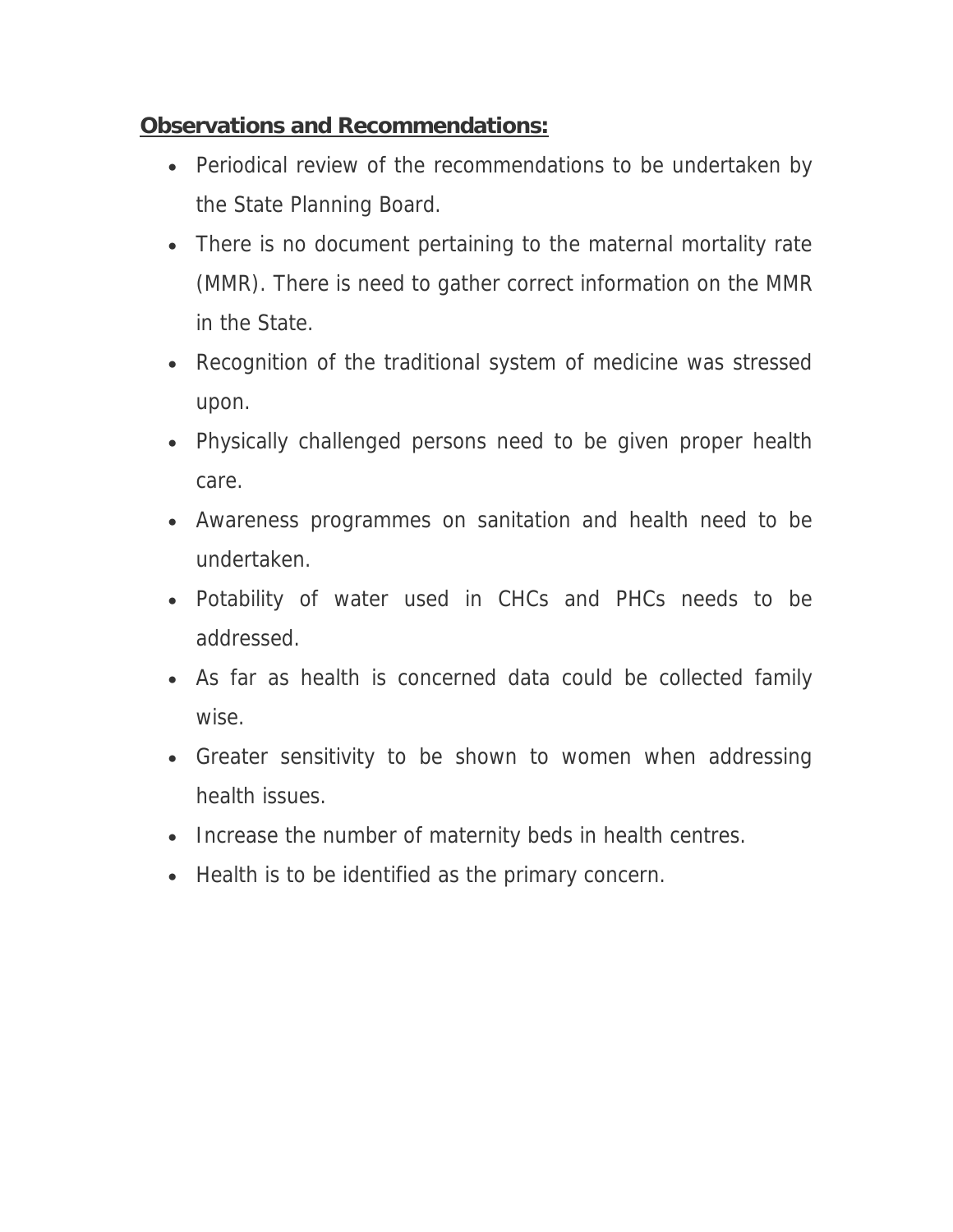**<u>Observations and Recommendations:</u>**

- Periodical review of the recommendations to be undertaken by the State Planning Board.
- There is no document pertaining to the maternal mortality rate (MMR). There is need to gather correct information on the MMR in the State.
- Recognition of the traditional system of medicine was stressed upon.
- Physically challenged persons need to be given proper health care.
- Awareness programmes on sanitation and health need to be undertaken.
- Potability of water used in CHCs and PHCs needs to be addressed.
- As far as health is concerned data could be collected family wise.
- Greater sensitivity to be shown to women when addressing health issues.
- Increase the number of maternity beds in health centres.
- Health is to be identified as the primary concern.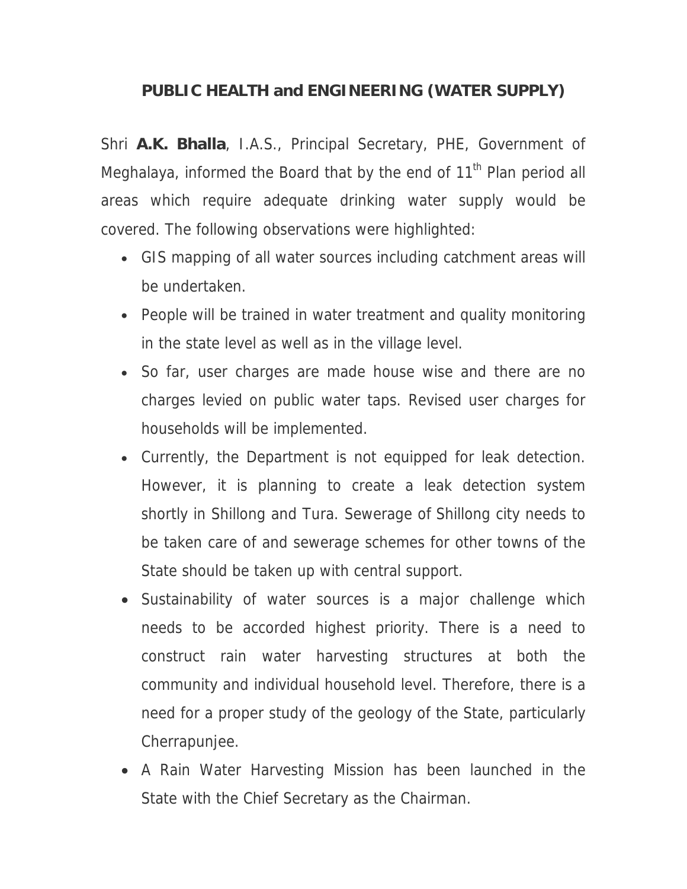## PUBLIC HEALTH and ENGINEERING (WATER SUPPLY)

Shri **A.K. Bhalla**, I.A.S., Principal Secretary, PHE, Government of Meghalaya, informed the Board that by the end of 11th Plan period all areas which require adequate drinking water supply would be covered. The following observations were highlighted:

- GIS mapping of all water sources including catchment areas will be undertaken.
- People will be trained in water treatment and quality monitoring in the state level as well as in the village level.
- So far, user charges are made house wise and there are no charges levied on public water taps. Revised user charges for households will be implemented.
- Currently, the Department is not equipped for leak detection. However, it is planning to create a leak detection system shortly in Shillong and Tura. Sewerage of Shillong city needs to be taken care of and sewerage schemes for other towns of the State should be taken up with central support.
- Sustainability of water sources is a major challenge which needs to be accorded highest priority. There is a need to construct rain water harvesting structures at both the community and individual household level. Therefore, there is a need for a proper study of the geology of the State, particularly Cherrapunjee.
- A Rain Water Harvesting Mission has been launched in the State with the Chief Secretary as the Chairman.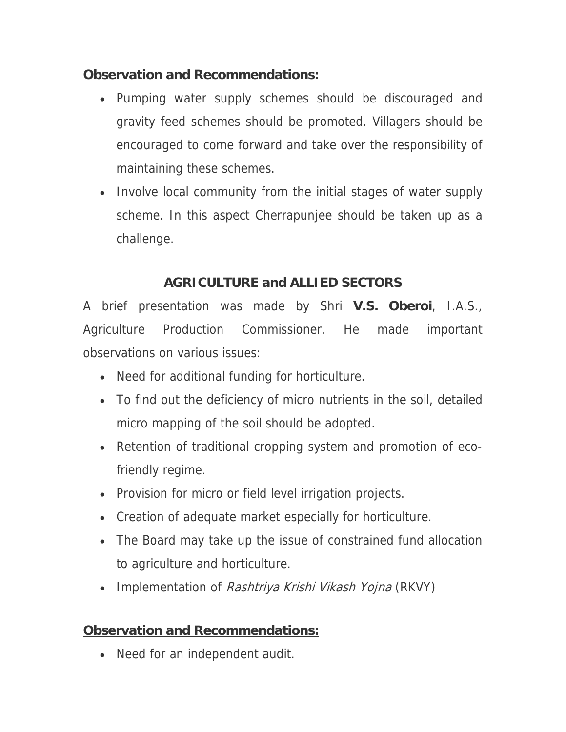**Observation and Recommendations:**

- Pumping water supply schemes should be discouraged and gravity feed schemes should be promoted. Villagers should be encouraged to come forward and take over the responsibility of maintaining these schemes.
- Involve local community from the initial stages of water supply scheme. In this aspect Cherrapunjee should be taken up as a challenge.

## AGRICULTURE and ALLIED SECTORS

A brief presentation was made by Shri **V.S. Oberoi**, I.A.S., Agriculture Production Commissioner. He made important observations on various issues:

- Need for additional funding for horticulture.
- To find out the deficiency of micro nutrients in the soil, detailed micro mapping of the soil should be adopted.
- Retention of traditional cropping system and promotion of eco-friendly regime.
- Provision for micro or field level irrigation projects.
- Creation of adequate market especially for horticulture.
- The Board may take up the issue of constrained fund allocation to agriculture and horticulture.
- Implementation of *Rashtriya Krishi Vikash Yojna* (RKVY)

**Observation and Recommendations:**

- Need for an independent audit.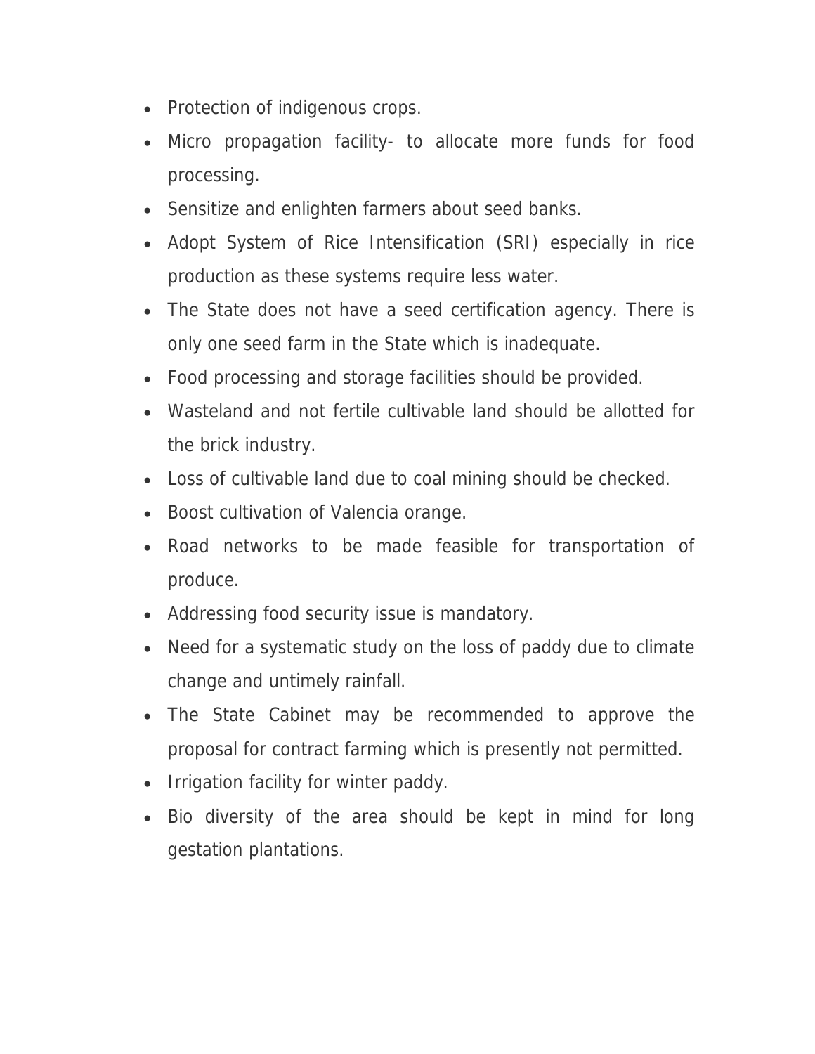- Protection of indigenous crops.
- Micro propagation facility- to allocate more funds for food processing.
- Sensitize and enlighten farmers about seed banks.
- Adopt System of Rice Intensification (SRI) especially in rice production as these systems require less water.
- The State does not have a seed certification agency. There is only one seed farm in the State which is inadequate.
- Food processing and storage facilities should be provided.
- Wasteland and not fertile cultivable land should be allotted for the brick industry.
- Loss of cultivable land due to coal mining should be checked.
- Boost cultivation of Valencia orange.
- Road networks to be made feasible for transportation of produce.
- Addressing food security issue is mandatory.
- Need for a systematic study on the loss of paddy due to climate change and untimely rainfall.
- The State Cabinet may be recommended to approve the proposal for contract farming which is presently not permitted.
- Irrigation facility for winter paddy.
- Bio diversity of the area should be kept in mind for long gestation plantations.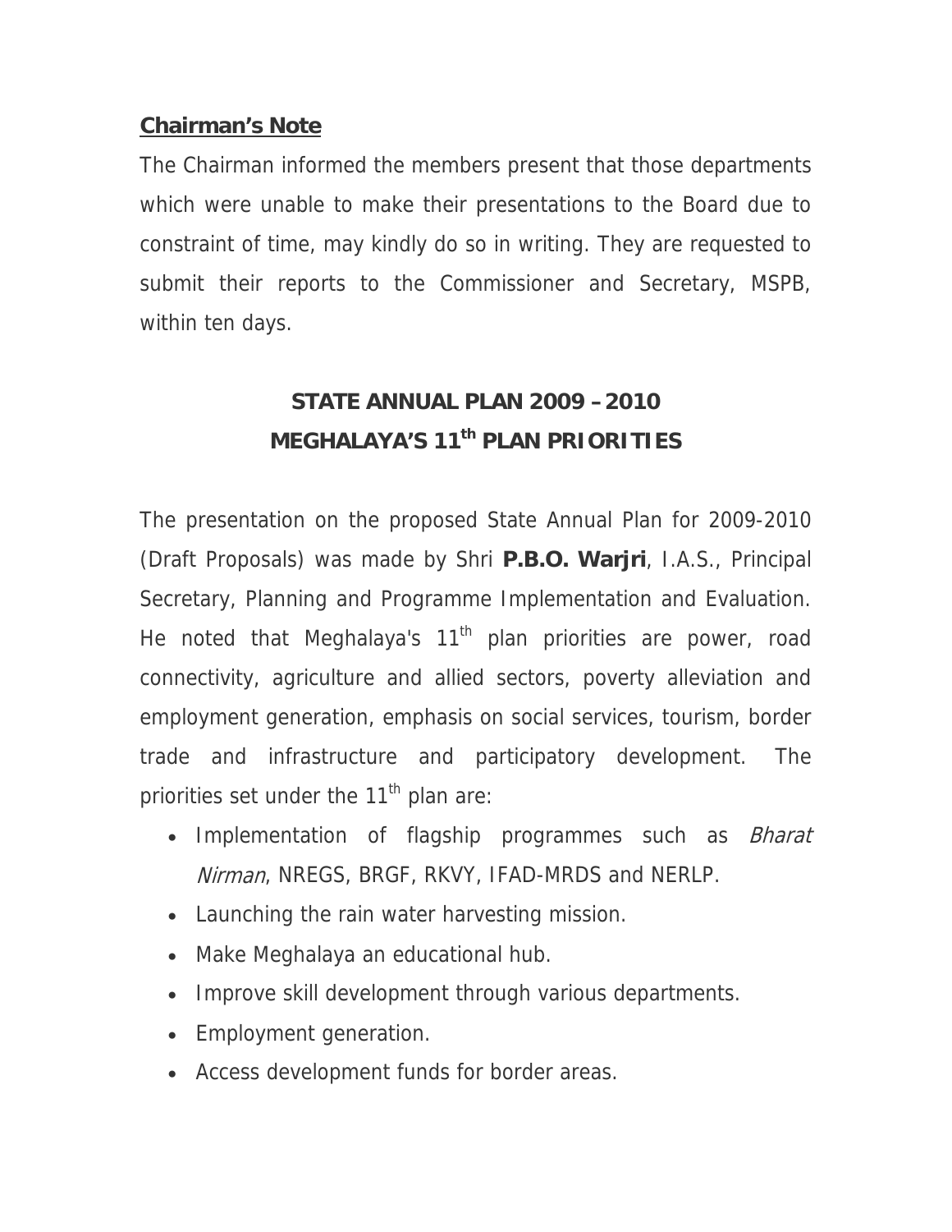**Chairman's Note**

The Chairman informed the members present that those departments which were unable to make their presentations to the Board due to constraint of time, may kindly do so in writing. They are requested to submit their reports to the Commissioner and Secretary, MSPB, within ten days.

## STATE ANNUAL PLAN 2009 – 2010
## MEGHALAYA'S 11th PLAN PRIORITIES

The presentation on the proposed State Annual Plan for 2009-2010 (Draft Proposals) was made by Shri **P.B.O. Warjri**, I.A.S., Principal Secretary, Planning and Programme Implementation and Evaluation. He noted that Meghalaya's 11th plan priorities are power, road connectivity, agriculture and allied sectors, poverty alleviation and employment generation, emphasis on social services, tourism, border trade and infrastructure and participatory development. The priorities set under the 11th plan are:

- Implementation of flagship programmes such as *Bharat Nirman*, NREGS, BRGF, RKVY, IFAD-MRDS and NERLP.
- Launching the rain water harvesting mission.
- Make Meghalaya an educational hub.
- Improve skill development through various departments.
- Employment generation.
- Access development funds for border areas.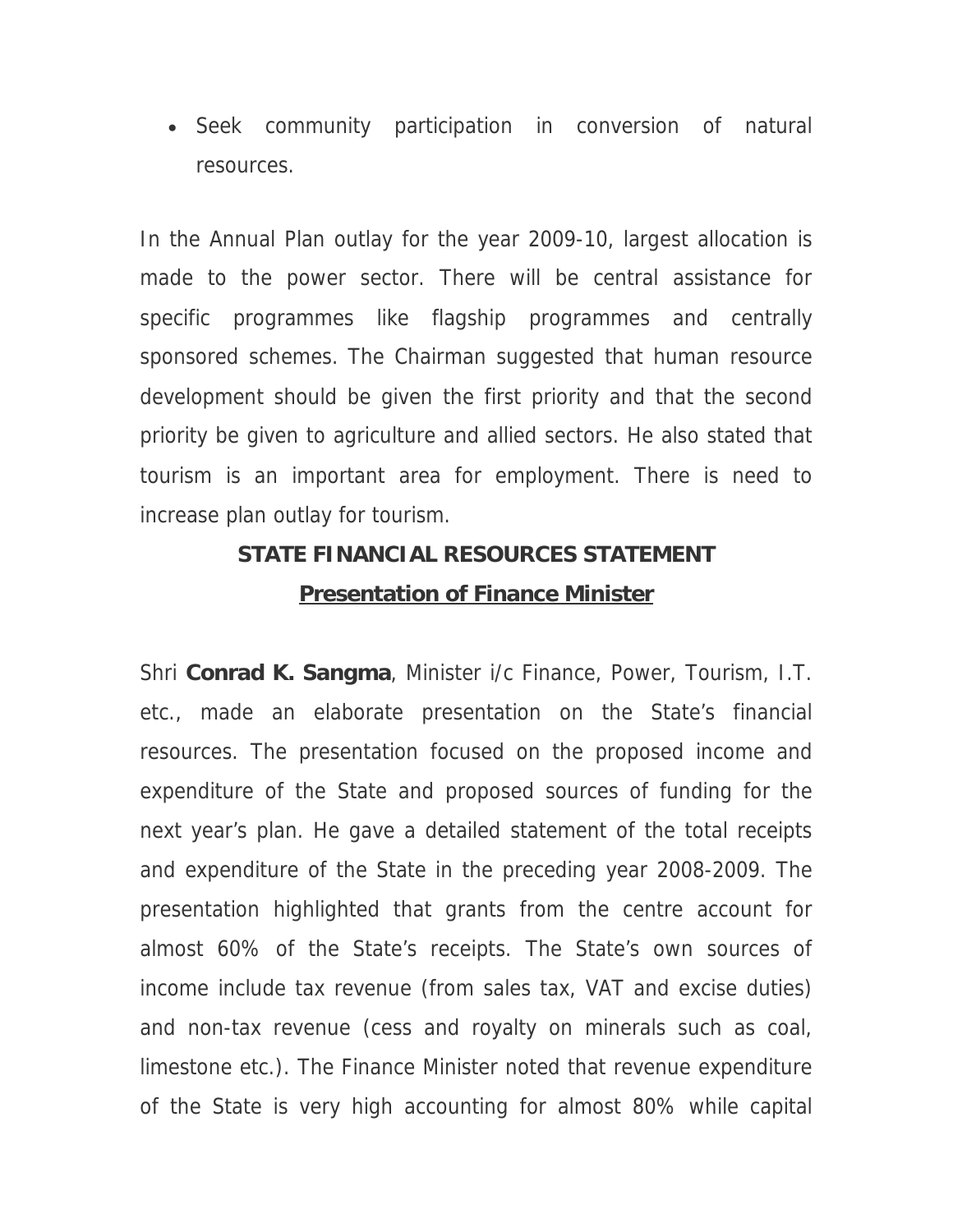- Seek community participation in conversion of natural resources.

In the Annual Plan outlay for the year 2009-10, largest allocation is made to the power sector. There will be central assistance for specific programmes like flagship programmes and centrally sponsored schemes. The Chairman suggested that human resource development should be given the first priority and that the second priority be given to agriculture and allied sectors. He also stated that tourism is an important area for employment. There is need to increase plan outlay for tourism.

## STATE FINANCIAL RESOURCES STATEMENT

### <u>Presentation of Finance Minister</u>

Shri **Conrad K. Sangma**, Minister i/c Finance, Power, Tourism, I.T. etc., made an elaborate presentation on the State's financial resources. The presentation focused on the proposed income and expenditure of the State and proposed sources of funding for the next year's plan. He gave a detailed statement of the total receipts and expenditure of the State in the preceding year 2008-2009. The presentation highlighted that grants from the centre account for almost 60% of the State's receipts. The State's own sources of income include tax revenue (from sales tax, VAT and excise duties) and non-tax revenue (cess and royalty on minerals such as coal, limestone etc.). The Finance Minister noted that revenue expenditure of the State is very high accounting for almost 80% while capital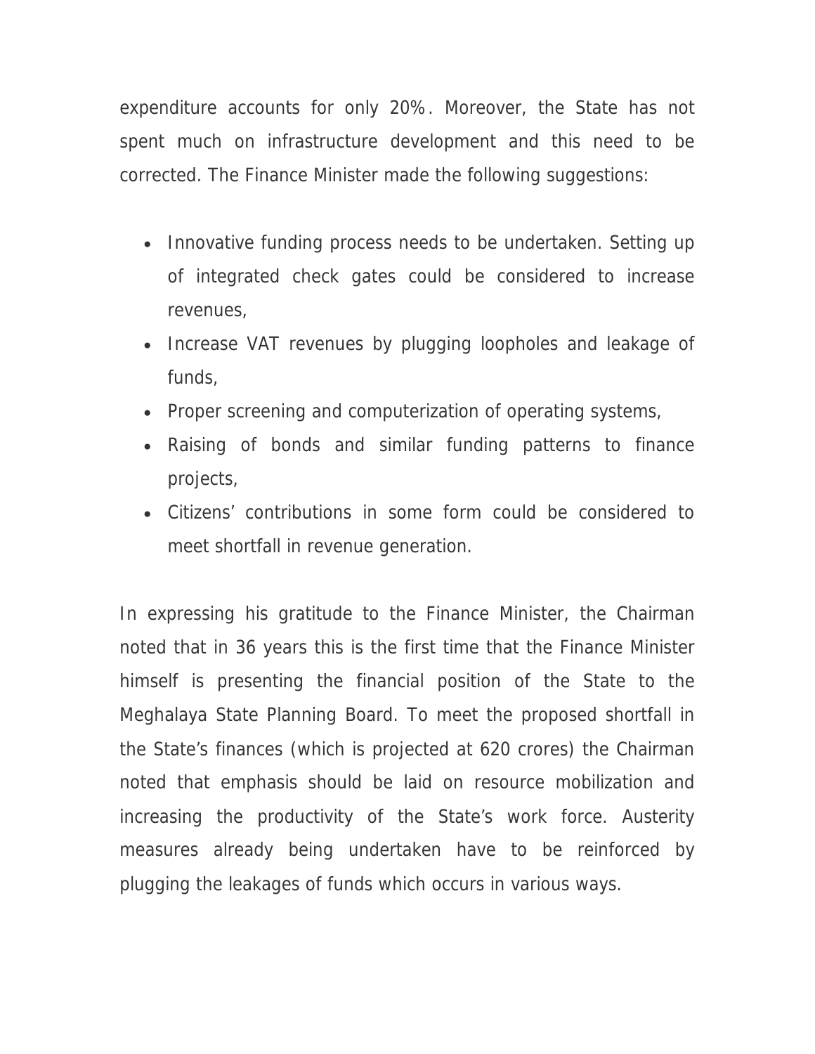expenditure accounts for only 20%. Moreover, the State has not spent much on infrastructure development and this need to be corrected. The Finance Minister made the following suggestions:

- Innovative funding process needs to be undertaken. Setting up of integrated check gates could be considered to increase revenues,
- Increase VAT revenues by plugging loopholes and leakage of funds,
- Proper screening and computerization of operating systems,
- Raising of bonds and similar funding patterns to finance projects,
- Citizens' contributions in some form could be considered to meet shortfall in revenue generation.

In expressing his gratitude to the Finance Minister, the Chairman noted that in 36 years this is the first time that the Finance Minister himself is presenting the financial position of the State to the Meghalaya State Planning Board. To meet the proposed shortfall in the State's finances (which is projected at 620 crores) the Chairman noted that emphasis should be laid on resource mobilization and increasing the productivity of the State's work force. Austerity measures already being undertaken have to be reinforced by plugging the leakages of funds which occurs in various ways.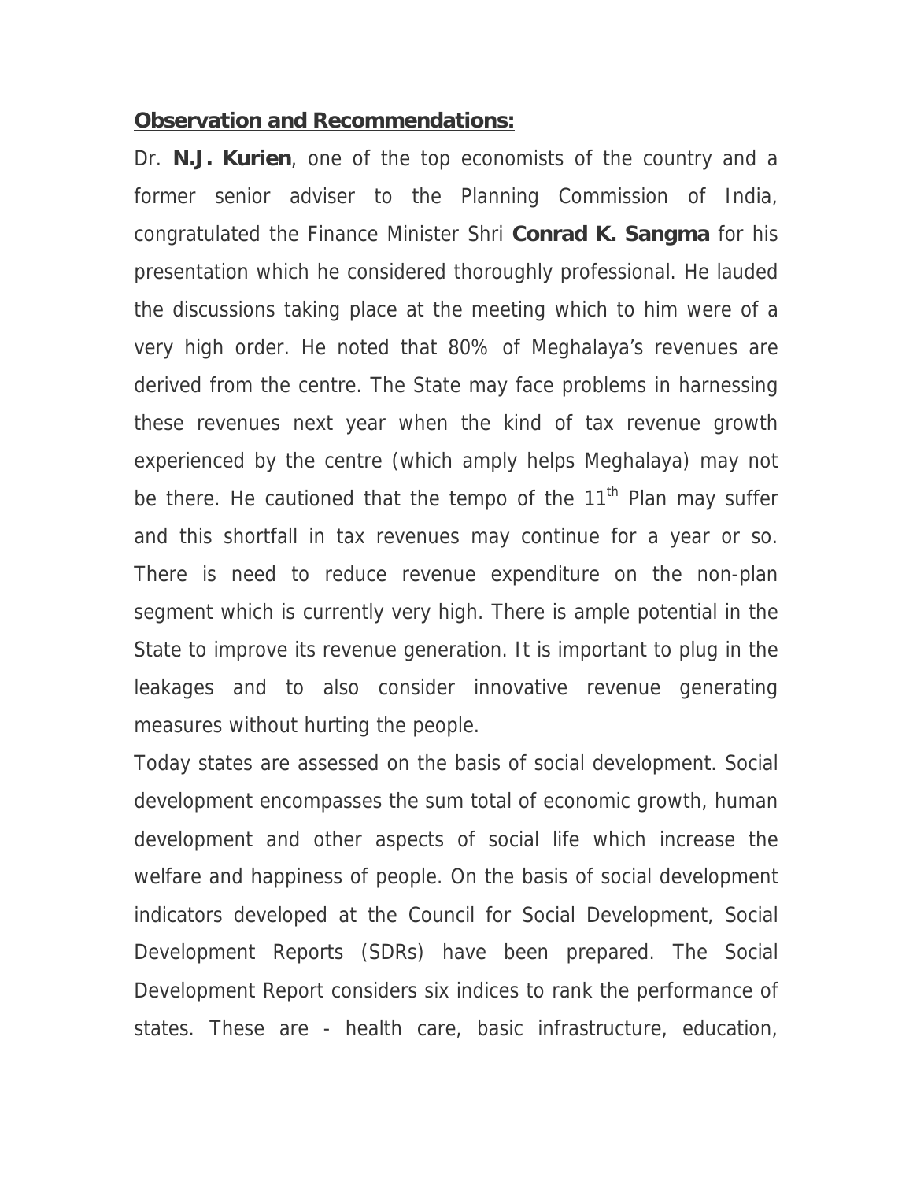**Observation and Recommendations:**

Dr. **N.J. Kurien**, one of the top economists of the country and a former senior adviser to the Planning Commission of India, congratulated the Finance Minister Shri **Conrad K. Sangma** for his presentation which he considered thoroughly professional. He lauded the discussions taking place at the meeting which to him were of a very high order. He noted that 80% of Meghalaya's revenues are derived from the centre. The State may face problems in harnessing these revenues next year when the kind of tax revenue growth experienced by the centre (which amply helps Meghalaya) may not be there. He cautioned that the tempo of the 11th Plan may suffer and this shortfall in tax revenues may continue for a year or so. There is need to reduce revenue expenditure on the non-plan segment which is currently very high. There is ample potential in the State to improve its revenue generation. It is important to plug in the leakages and to also consider innovative revenue generating measures without hurting the people.

Today states are assessed on the basis of social development. Social development encompasses the sum total of economic growth, human development and other aspects of social life which increase the welfare and happiness of people. On the basis of social development indicators developed at the Council for Social Development, Social Development Reports (SDRs) have been prepared. The Social Development Report considers six indices to rank the performance of states. These are - health care, basic infrastructure, education,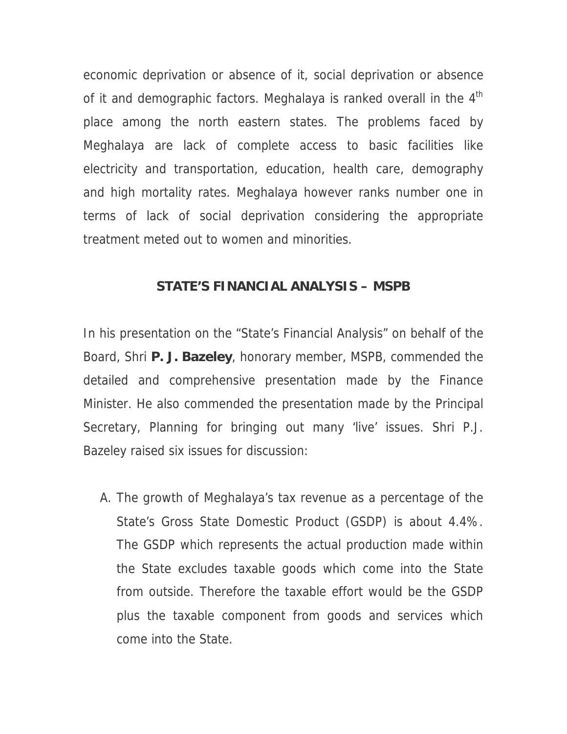economic deprivation or absence of it, social deprivation or absence of it and demographic factors. Meghalaya is ranked overall in the 4$^{th}$ place among the north eastern states. The problems faced by Meghalaya are lack of complete access to basic facilities like electricity and transportation, education, health care, demography and high mortality rates. Meghalaya however ranks number one in terms of lack of social deprivation considering the appropriate treatment meted out to women and minorities.

## STATE'S FINANCIAL ANALYSIS – MSPB

In his presentation on the "State's Financial Analysis" on behalf of the Board, Shri **P. J. Bazeley**, honorary member, MSPB, commended the detailed and comprehensive presentation made by the Finance Minister. He also commended the presentation made by the Principal Secretary, Planning for bringing out many 'live' issues. Shri P.J. Bazeley raised six issues for discussion:

A. The growth of Meghalaya's tax revenue as a percentage of the State's Gross State Domestic Product (GSDP) is about 4.4%. The GSDP which represents the actual production made within the State excludes taxable goods which come into the State from outside. Therefore the taxable effort would be the GSDP plus the taxable component from goods and services which come into the State.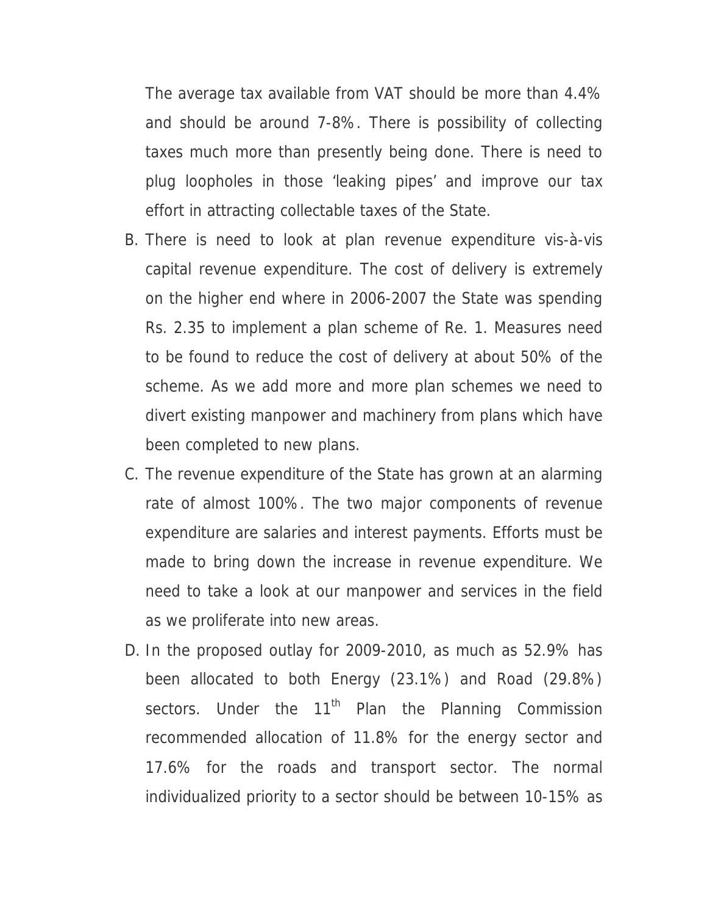The average tax available from VAT should be more than 4.4% and should be around 7-8%. There is possibility of collecting taxes much more than presently being done. There is need to plug loopholes in those 'leaking pipes' and improve our tax effort in attracting collectable taxes of the State.

B. There is need to look at plan revenue expenditure vis-à-vis capital revenue expenditure. The cost of delivery is extremely on the higher end where in 2006-2007 the State was spending Rs. 2.35 to implement a plan scheme of Re. 1. Measures need to be found to reduce the cost of delivery at about 50% of the scheme. As we add more and more plan schemes we need to divert existing manpower and machinery from plans which have been completed to new plans.

C. The revenue expenditure of the State has grown at an alarming rate of almost 100%. The two major components of revenue expenditure are salaries and interest payments. Efforts must be made to bring down the increase in revenue expenditure. We need to take a look at our manpower and services in the field as we proliferate into new areas.

D. In the proposed outlay for 2009-2010, as much as 52.9% has been allocated to both Energy (23.1%) and Road (29.8%) sectors. Under the 11th Plan the Planning Commission recommended allocation of 11.8% for the energy sector and 17.6% for the roads and transport sector. The normal individualized priority to a sector should be between 10-15% as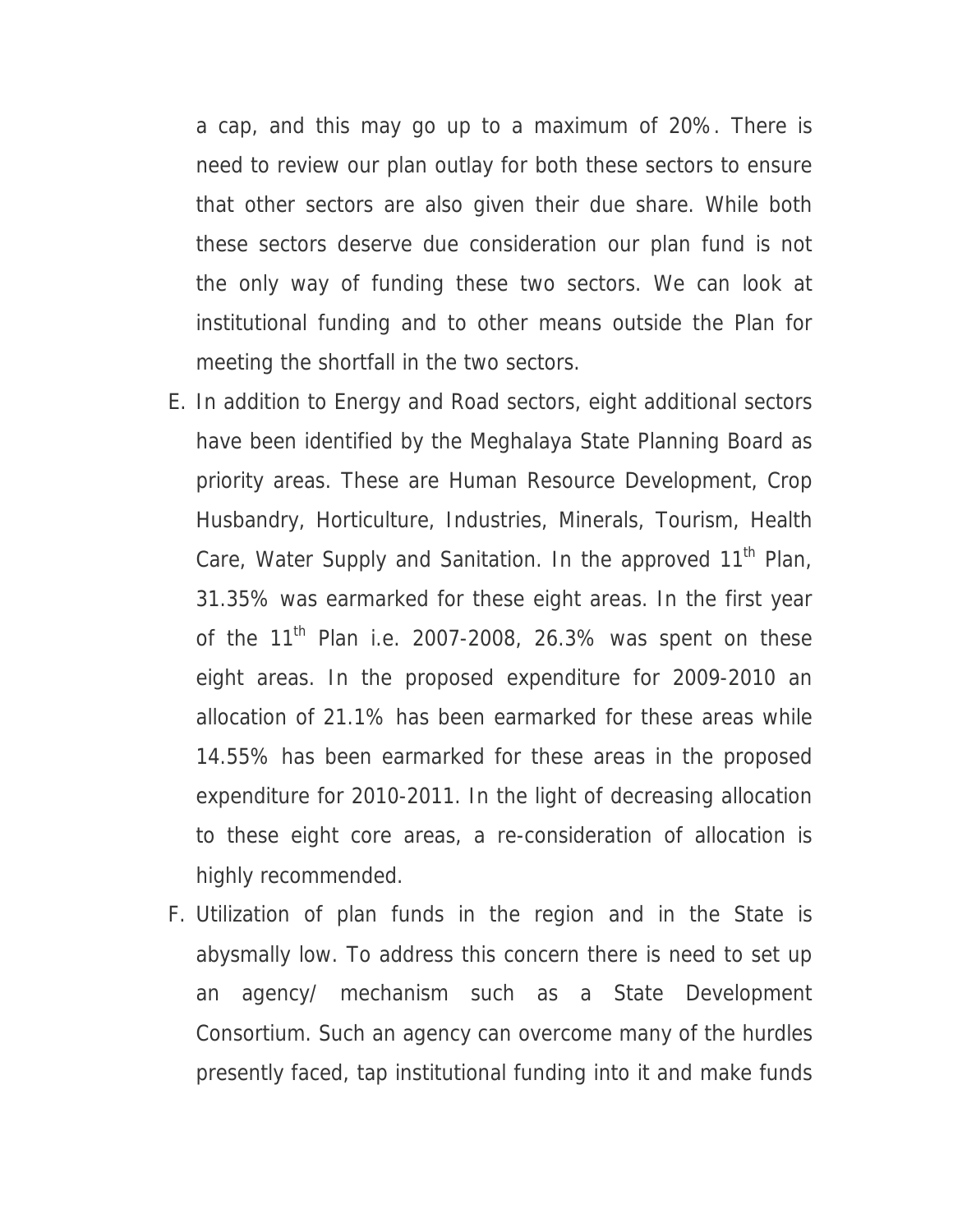a cap, and this may go up to a maximum of 20%. There is need to review our plan outlay for both these sectors to ensure that other sectors are also given their due share. While both these sectors deserve due consideration our plan fund is not the only way of funding these two sectors. We can look at institutional funding and to other means outside the Plan for meeting the shortfall in the two sectors.

E. In addition to Energy and Road sectors, eight additional sectors have been identified by the Meghalaya State Planning Board as priority areas. These are Human Resource Development, Crop Husbandry, Horticulture, Industries, Minerals, Tourism, Health Care, Water Supply and Sanitation. In the approved 11th Plan, 31.35% was earmarked for these eight areas. In the first year of the 11th Plan i.e. 2007-2008, 26.3% was spent on these eight areas. In the proposed expenditure for 2009-2010 an allocation of 21.1% has been earmarked for these areas while 14.55% has been earmarked for these areas in the proposed expenditure for 2010-2011. In the light of decreasing allocation to these eight core areas, a re-consideration of allocation is highly recommended.

F. Utilization of plan funds in the region and in the State is abysmally low. To address this concern there is need to set up an agency/ mechanism such as a State Development Consortium. Such an agency can overcome many of the hurdles presently faced, tap institutional funding into it and make funds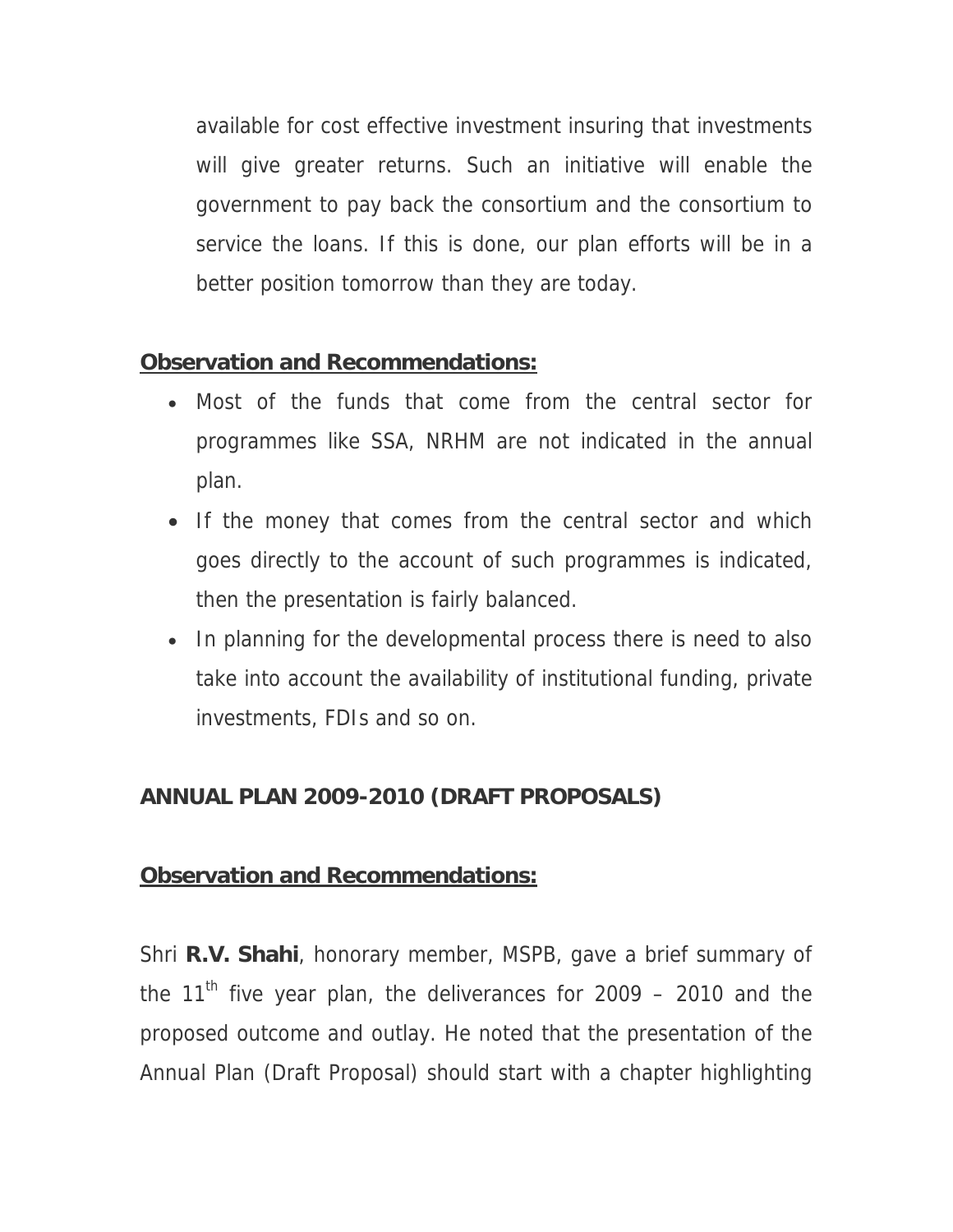available for cost effective investment insuring that investments will give greater returns. Such an initiative will enable the government to pay back the consortium and the consortium to service the loans. If this is done, our plan efforts will be in a better position tomorrow than they are today.

**Observation and Recommendations:**

- Most of the funds that come from the central sector for programmes like SSA, NRHM are not indicated in the annual plan.
- If the money that comes from the central sector and which goes directly to the account of such programmes is indicated, then the presentation is fairly balanced.
- In planning for the developmental process there is need to also take into account the availability of institutional funding, private investments, FDIs and so on.

**ANNUAL PLAN 2009-2010 (DRAFT PROPOSALS)**

**Observation and Recommendations:**

Shri **R.V. Shahi**, honorary member, MSPB, gave a brief summary of the 11th five year plan, the deliverances for 2009 – 2010 and the proposed outcome and outlay. He noted that the presentation of the Annual Plan (Draft Proposal) should start with a chapter highlighting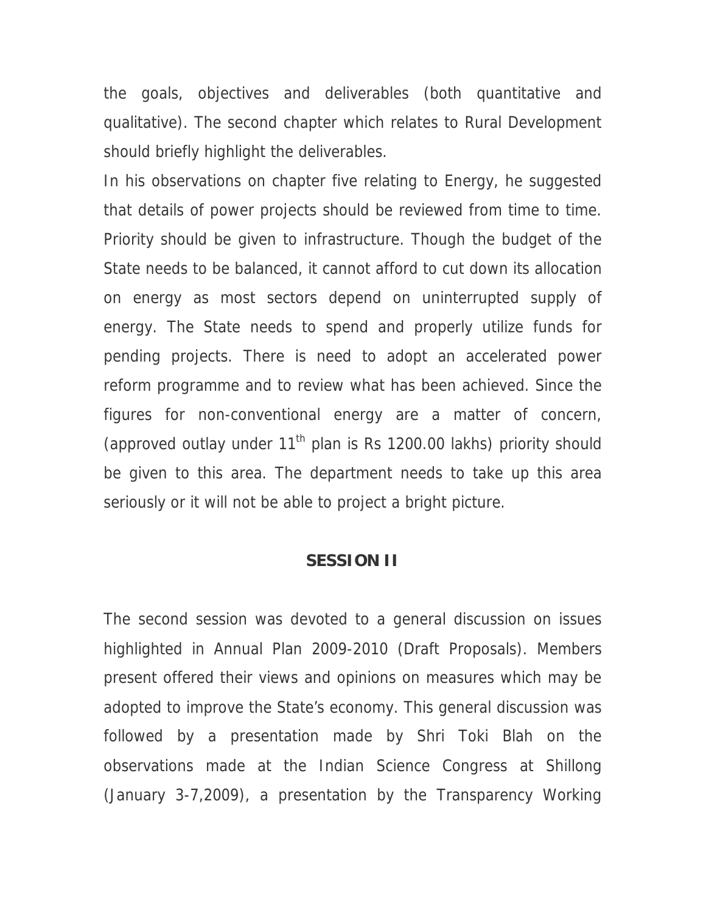the goals, objectives and deliverables (both quantitative and qualitative). The second chapter which relates to Rural Development should briefly highlight the deliverables.

In his observations on chapter five relating to Energy, he suggested that details of power projects should be reviewed from time to time. Priority should be given to infrastructure. Though the budget of the State needs to be balanced, it cannot afford to cut down its allocation on energy as most sectors depend on uninterrupted supply of energy. The State needs to spend and properly utilize funds for pending projects. There is need to adopt an accelerated power reform programme and to review what has been achieved. Since the figures for non-conventional energy are a matter of concern, (approved outlay under 11th plan is Rs 1200.00 lakhs) priority should be given to this area. The department needs to take up this area seriously or it will not be able to project a bright picture.

## SESSION II

The second session was devoted to a general discussion on issues highlighted in Annual Plan 2009-2010 (Draft Proposals). Members present offered their views and opinions on measures which may be adopted to improve the State's economy. This general discussion was followed by a presentation made by Shri Toki Blah on the observations made at the Indian Science Congress at Shillong (January 3-7,2009), a presentation by the Transparency Working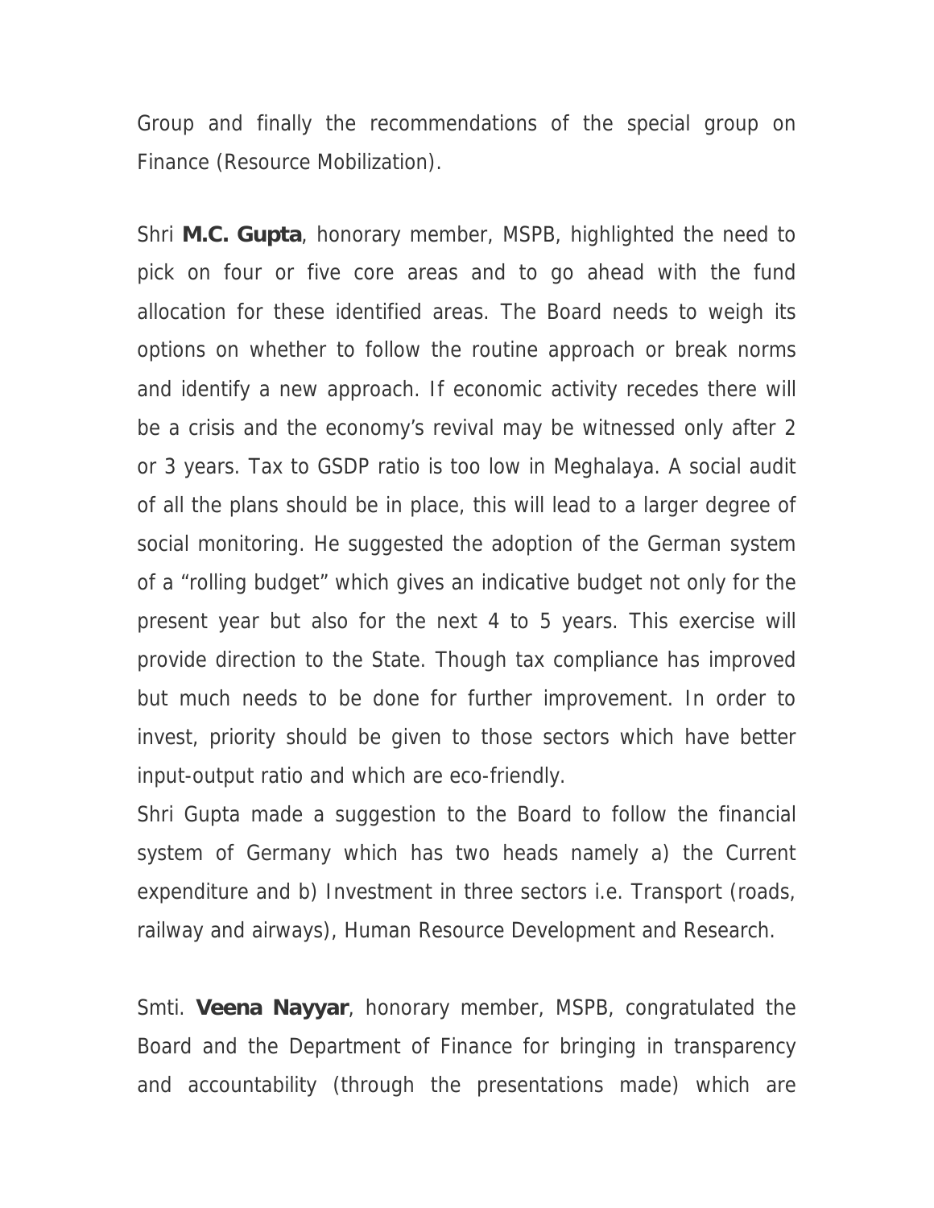Group and finally the recommendations of the special group on Finance (Resource Mobilization).

Shri **M.C. Gupta**, honorary member, MSPB, highlighted the need to pick on four or five core areas and to go ahead with the fund allocation for these identified areas. The Board needs to weigh its options on whether to follow the routine approach or break norms and identify a new approach. If economic activity recedes there will be a crisis and the economy's revival may be witnessed only after 2 or 3 years. Tax to GSDP ratio is too low in Meghalaya. A social audit of all the plans should be in place, this will lead to a larger degree of social monitoring. He suggested the adoption of the German system of a "rolling budget" which gives an indicative budget not only for the present year but also for the next 4 to 5 years. This exercise will provide direction to the State. Though tax compliance has improved but much needs to be done for further improvement. In order to invest, priority should be given to those sectors which have better input-output ratio and which are eco-friendly.

Shri Gupta made a suggestion to the Board to follow the financial system of Germany which has two heads namely a) the Current expenditure and b) Investment in three sectors i.e. Transport (roads, railway and airways), Human Resource Development and Research.

Smti. **Veena Nayyar**, honorary member, MSPB, congratulated the Board and the Department of Finance for bringing in transparency and accountability (through the presentations made) which are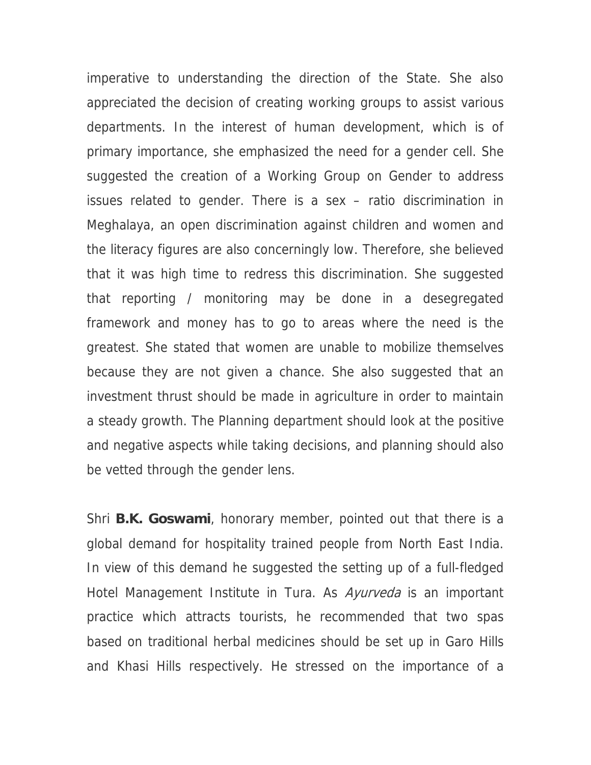imperative to understanding the direction of the State. She also appreciated the decision of creating working groups to assist various departments. In the interest of human development, which is of primary importance, she emphasized the need for a gender cell. She suggested the creation of a Working Group on Gender to address issues related to gender. There is a sex – ratio discrimination in Meghalaya, an open discrimination against children and women and the literacy figures are also concerningly low. Therefore, she believed that it was high time to redress this discrimination. She suggested that reporting / monitoring may be done in a desegregated framework and money has to go to areas where the need is the greatest. She stated that women are unable to mobilize themselves because they are not given a chance. She also suggested that an investment thrust should be made in agriculture in order to maintain a steady growth. The Planning department should look at the positive and negative aspects while taking decisions, and planning should also be vetted through the gender lens.

Shri **B.K. Goswami**, honorary member, pointed out that there is a global demand for hospitality trained people from North East India. In view of this demand he suggested the setting up of a full-fledged Hotel Management Institute in Tura. As *Ayurveda* is an important practice which attracts tourists, he recommended that two spas based on traditional herbal medicines should be set up in Garo Hills and Khasi Hills respectively. He stressed on the importance of a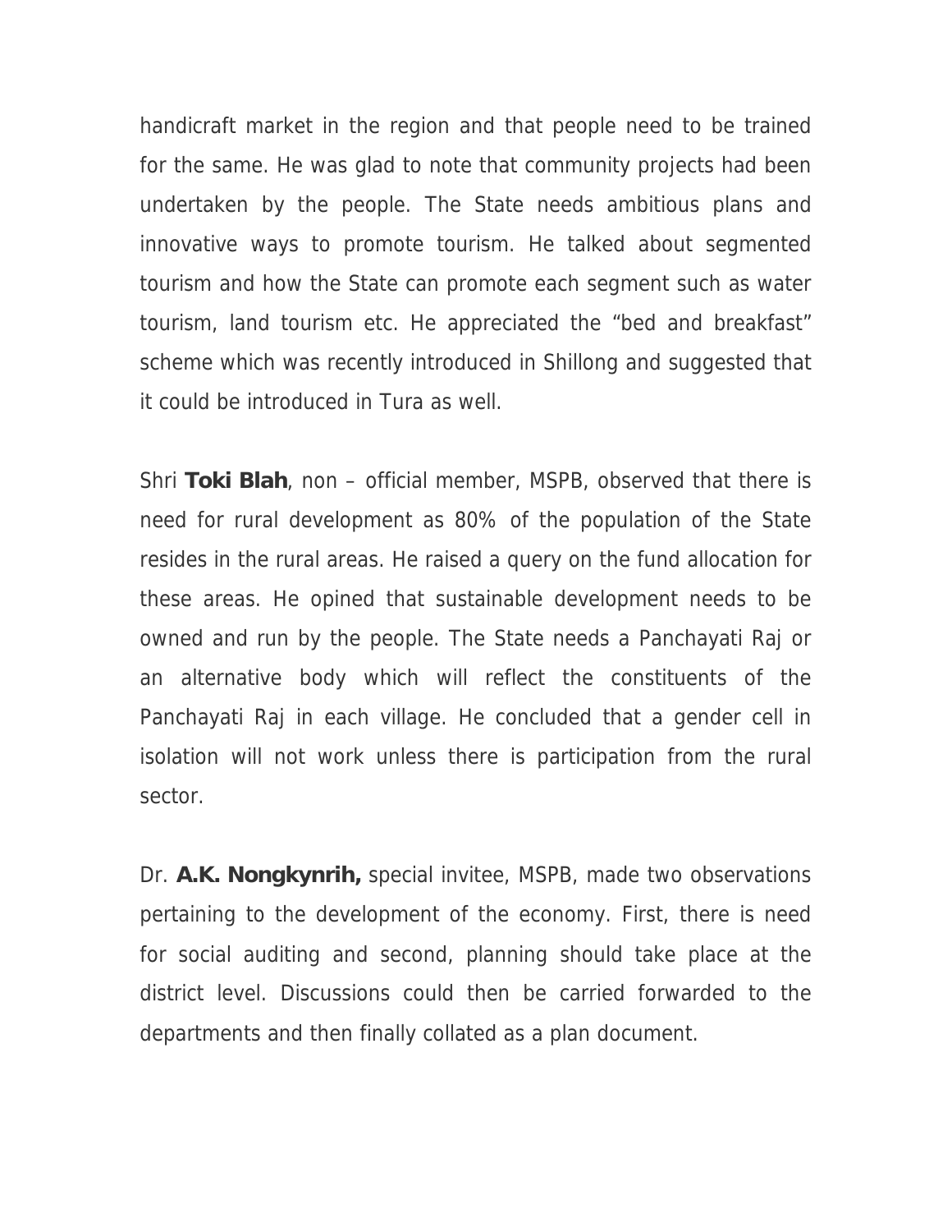handicraft market in the region and that people need to be trained for the same. He was glad to note that community projects had been undertaken by the people. The State needs ambitious plans and innovative ways to promote tourism. He talked about segmented tourism and how the State can promote each segment such as water tourism, land tourism etc. He appreciated the "bed and breakfast" scheme which was recently introduced in Shillong and suggested that it could be introduced in Tura as well.

Shri **Toki Blah**, non – official member, MSPB, observed that there is need for rural development as 80% of the population of the State resides in the rural areas. He raised a query on the fund allocation for these areas. He opined that sustainable development needs to be owned and run by the people. The State needs a Panchayati Raj or an alternative body which will reflect the constituents of the Panchayati Raj in each village. He concluded that a gender cell in isolation will not work unless there is participation from the rural sector.

Dr. **A.K. Nongkynrih,** special invitee, MSPB, made two observations pertaining to the development of the economy. First, there is need for social auditing and second, planning should take place at the district level. Discussions could then be carried forwarded to the departments and then finally collated as a plan document.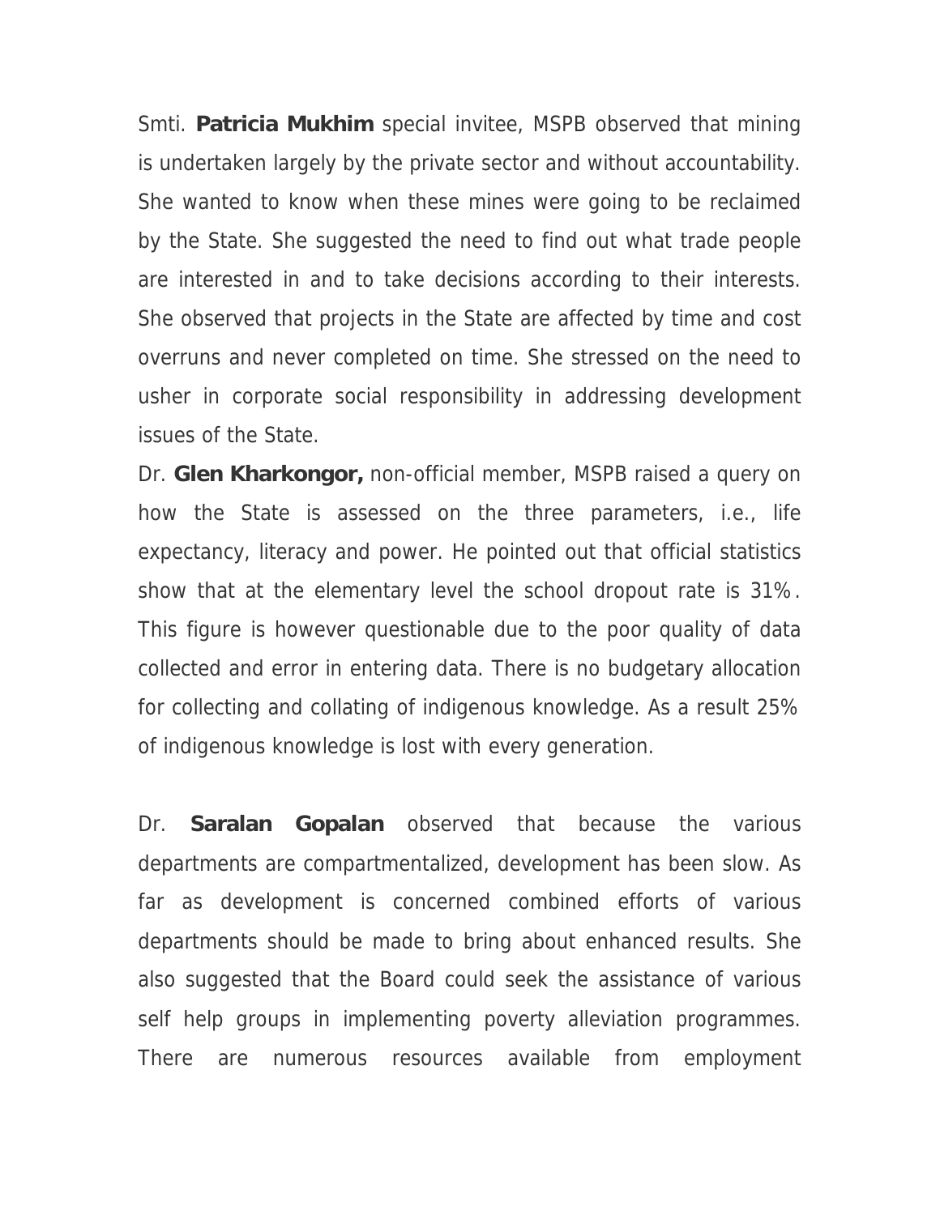Smti. **Patricia Mukhim** special invitee, MSPB observed that mining is undertaken largely by the private sector and without accountability. She wanted to know when these mines were going to be reclaimed by the State. She suggested the need to find out what trade people are interested in and to take decisions according to their interests. She observed that projects in the State are affected by time and cost overruns and never completed on time. She stressed on the need to usher in corporate social responsibility in addressing development issues of the State.

Dr. **Glen Kharkongor,** non-official member, MSPB raised a query on how the State is assessed on the three parameters, i.e., life expectancy, literacy and power. He pointed out that official statistics show that at the elementary level the school dropout rate is 31%. This figure is however questionable due to the poor quality of data collected and error in entering data. There is no budgetary allocation for collecting and collating of indigenous knowledge. As a result 25% of indigenous knowledge is lost with every generation.

Dr. **Saralan Gopalan** observed that because the various departments are compartmentalized, development has been slow. As far as development is concerned combined efforts of various departments should be made to bring about enhanced results. She also suggested that the Board could seek the assistance of various self help groups in implementing poverty alleviation programmes. There are numerous resources available from employment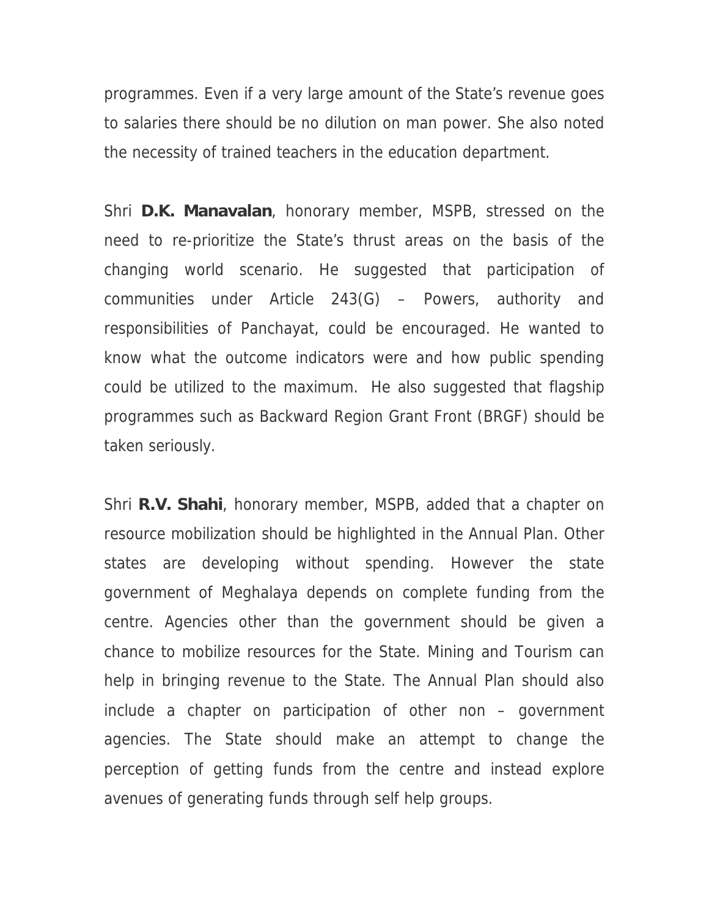programmes. Even if a very large amount of the State's revenue goes to salaries there should be no dilution on man power. She also noted the necessity of trained teachers in the education department.

Shri **D.K. Manavalan**, honorary member, MSPB, stressed on the need to re-prioritize the State's thrust areas on the basis of the changing world scenario. He suggested that participation of communities under Article 243(G) – Powers, authority and responsibilities of Panchayat, could be encouraged. He wanted to know what the outcome indicators were and how public spending could be utilized to the maximum. He also suggested that flagship programmes such as Backward Region Grant Front (BRGF) should be taken seriously.

Shri **R.V. Shahi**, honorary member, MSPB, added that a chapter on resource mobilization should be highlighted in the Annual Plan. Other states are developing without spending. However the state government of Meghalaya depends on complete funding from the centre. Agencies other than the government should be given a chance to mobilize resources for the State. Mining and Tourism can help in bringing revenue to the State. The Annual Plan should also include a chapter on participation of other non – government agencies. The State should make an attempt to change the perception of getting funds from the centre and instead explore avenues of generating funds through self help groups.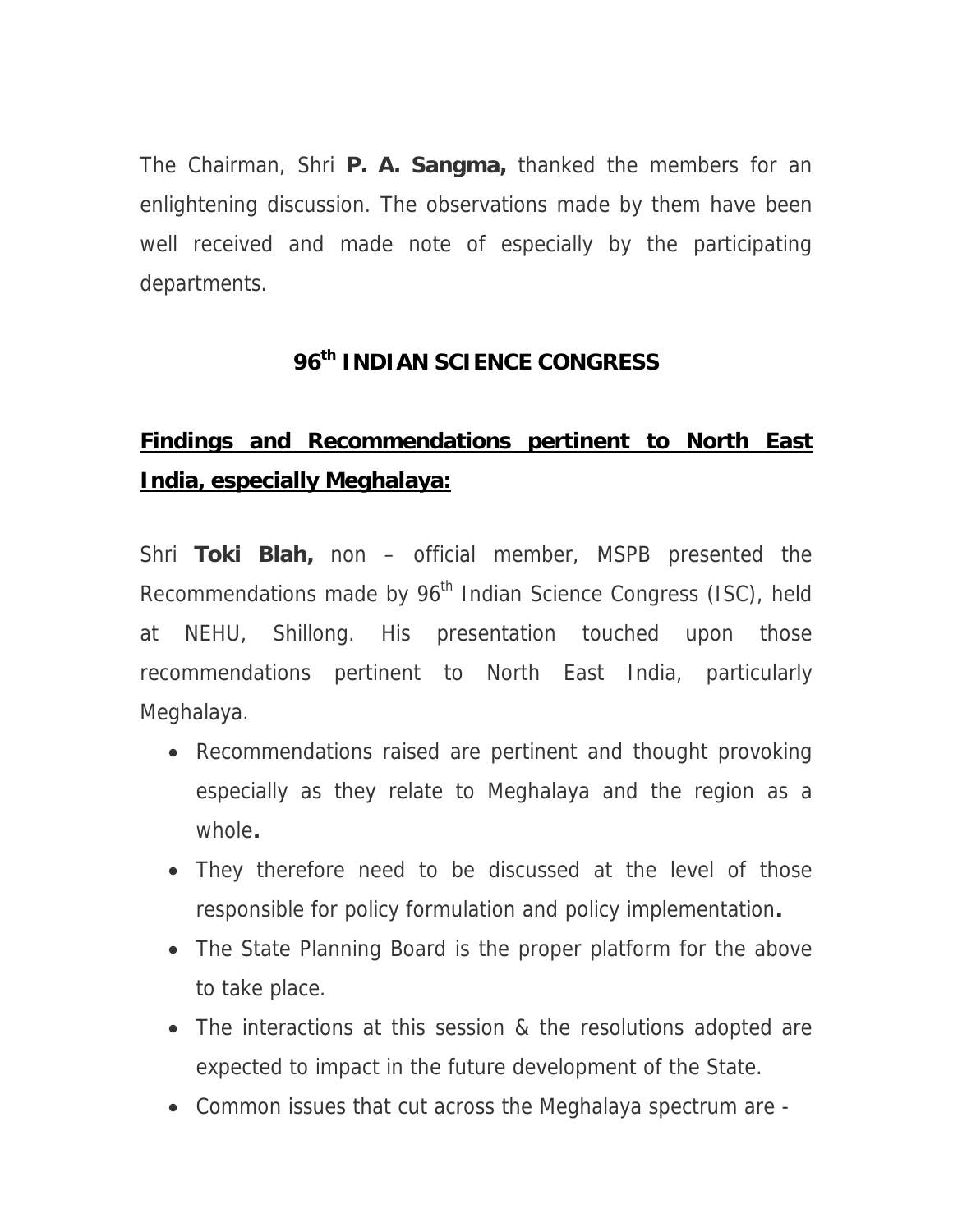The Chairman, Shri **P. A. Sangma,** thanked the members for an enlightening discussion. The observations made by them have been well received and made note of especially by the participating departments.

## 96th INDIAN SCIENCE CONGRESS

### Findings and Recommendations pertinent to North East India, especially Meghalaya:

Shri **Toki Blah,** non – official member, MSPB presented the Recommendations made by 96th Indian Science Congress (ISC), held at NEHU, Shillong. His presentation touched upon those recommendations pertinent to North East India, particularly Meghalaya.

- Recommendations raised are pertinent and thought provoking especially as they relate to Meghalaya and the region as a whole**.**
- They therefore need to be discussed at the level of those responsible for policy formulation and policy implementation**.**
- The State Planning Board is the proper platform for the above to take place.
- The interactions at this session & the resolutions adopted are expected to impact in the future development of the State.
- Common issues that cut across the Meghalaya spectrum are -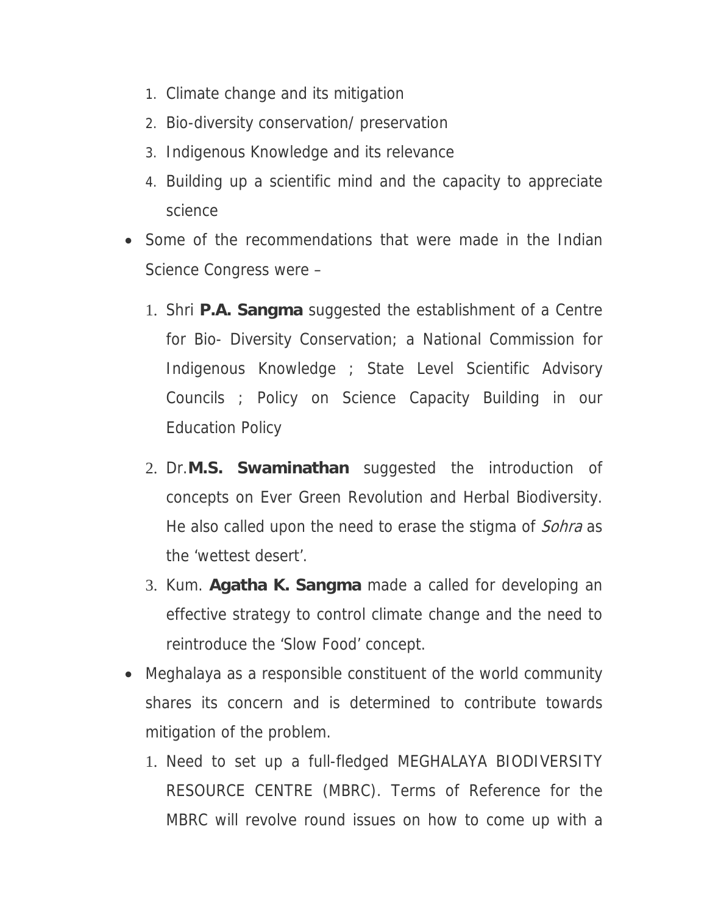1. Climate change and its mitigation
2. Bio-diversity conservation/ preservation
3. Indigenous Knowledge and its relevance
4. Building up a scientific mind and the capacity to appreciate science

- Some of the recommendations that were made in the Indian Science Congress were –
  1. Shri **P.A. Sangma** suggested the establishment of a Centre for Bio- Diversity Conservation; a National Commission for Indigenous Knowledge ; State Level Scientific Advisory Councils ; Policy on Science Capacity Building in our Education Policy
  2. Dr.**M.S. Swaminathan** suggested the introduction of concepts on Ever Green Revolution and Herbal Biodiversity. He also called upon the need to erase the stigma of *Sohra* as the 'wettest desert'.
  3. Kum. **Agatha K. Sangma** made a called for developing an effective strategy to control climate change and the need to reintroduce the 'Slow Food' concept.
- Meghalaya as a responsible constituent of the world community shares its concern and is determined to contribute towards mitigation of the problem.
  1. Need to set up a full-fledged MEGHALAYA BIODIVERSITY RESOURCE CENTRE (MBRC). Terms of Reference for the MBRC will revolve round issues on how to come up with a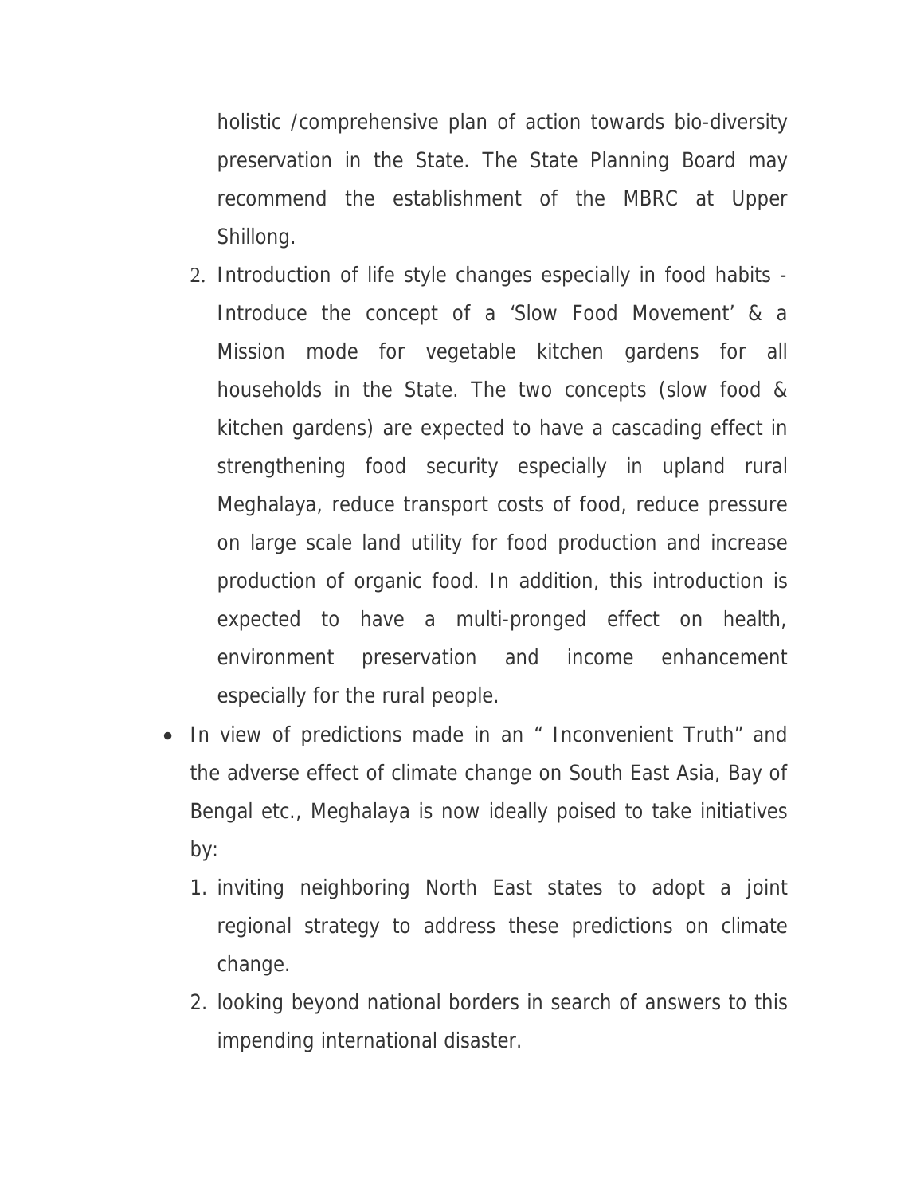holistic /comprehensive plan of action towards bio-diversity preservation in the State. The State Planning Board may recommend the establishment of the MBRC at Upper Shillong.

2. Introduction of life style changes especially in food habits - Introduce the concept of a 'Slow Food Movement' & a Mission mode for vegetable kitchen gardens for all households in the State. The two concepts (slow food & kitchen gardens) are expected to have a cascading effect in strengthening food security especially in upland rural Meghalaya, reduce transport costs of food, reduce pressure on large scale land utility for food production and increase production of organic food. In addition, this introduction is expected to have a multi-pronged effect on health, environment preservation and income enhancement especially for the rural people.

- In view of predictions made in an " Inconvenient Truth" and the adverse effect of climate change on South East Asia, Bay of Bengal etc., Meghalaya is now ideally poised to take initiatives by:
  1. inviting neighboring North East states to adopt a joint regional strategy to address these predictions on climate change.
  2. looking beyond national borders in search of answers to this impending international disaster.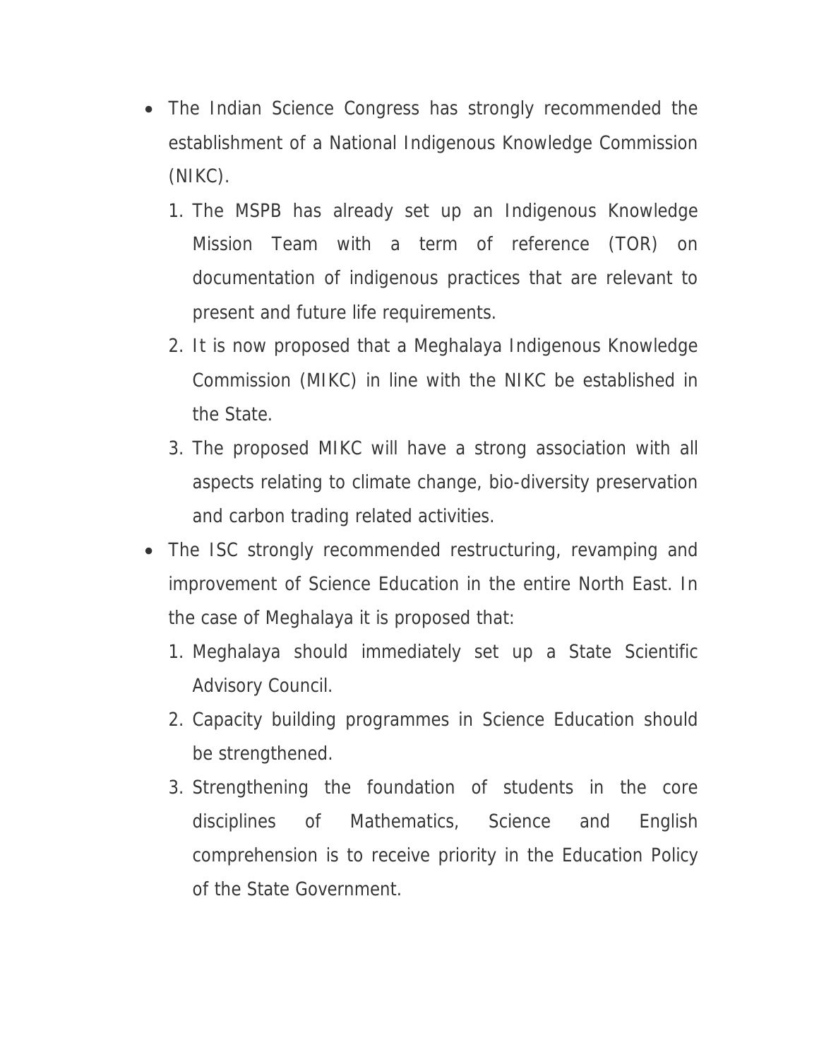- The Indian Science Congress has strongly recommended the establishment of a National Indigenous Knowledge Commission (NIKC).
    1. The MSPB has already set up an Indigenous Knowledge Mission Team with a term of reference (TOR) on documentation of indigenous practices that are relevant to present and future life requirements.
    2. It is now proposed that a Meghalaya Indigenous Knowledge Commission (MIKC) in line with the NIKC be established in the State.
    3. The proposed MIKC will have a strong association with all aspects relating to climate change, bio-diversity preservation and carbon trading related activities.
- The ISC strongly recommended restructuring, revamping and improvement of Science Education in the entire North East. In the case of Meghalaya it is proposed that:
    1. Meghalaya should immediately set up a State Scientific Advisory Council.
    2. Capacity building programmes in Science Education should be strengthened.
    3. Strengthening the foundation of students in the core disciplines of Mathematics, Science and English comprehension is to receive priority in the Education Policy of the State Government.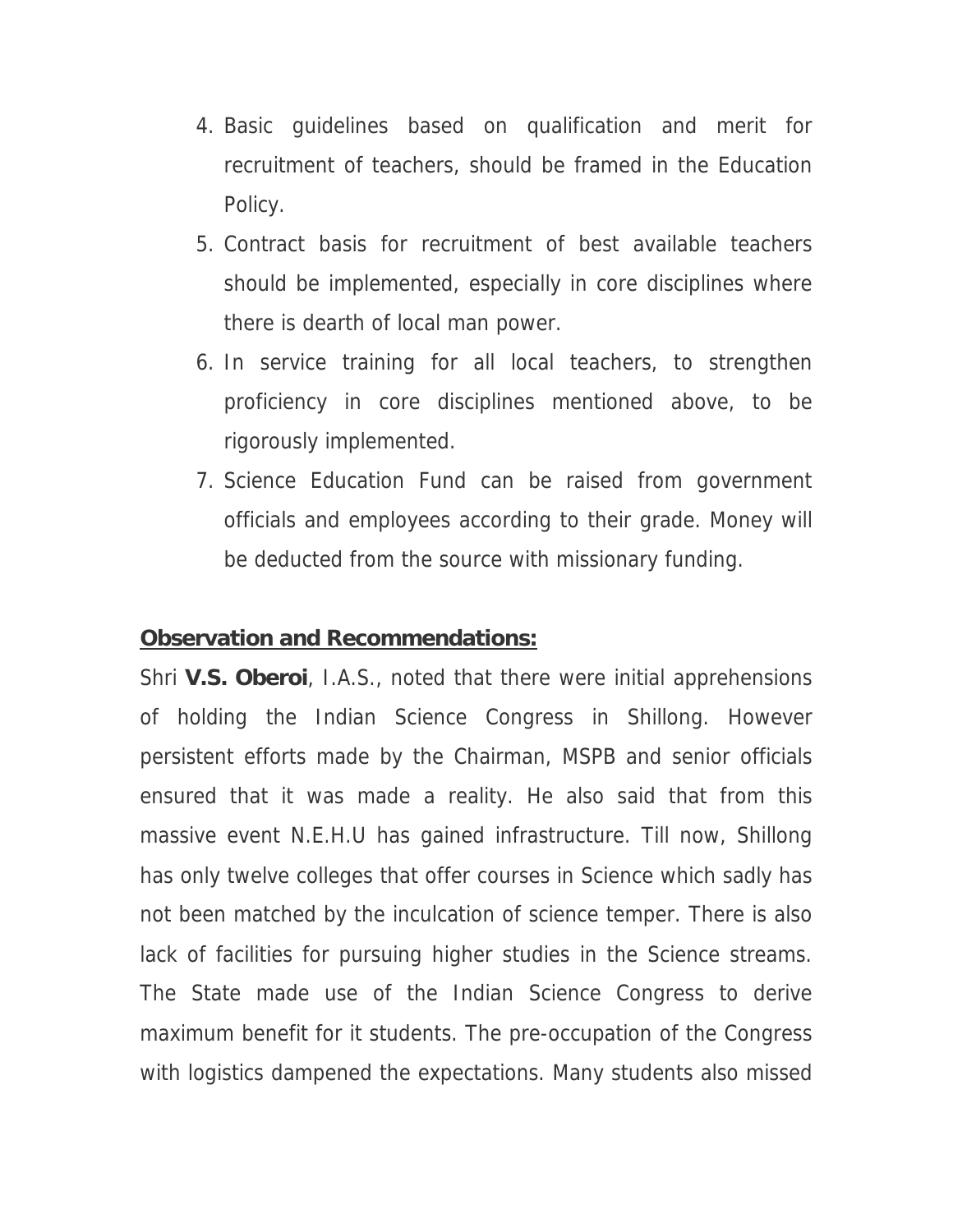4. Basic guidelines based on qualification and merit for recruitment of teachers, should be framed in the Education Policy.
5. Contract basis for recruitment of best available teachers should be implemented, especially in core disciplines where there is dearth of local man power.
6. In service training for all local teachers, to strengthen proficiency in core disciplines mentioned above, to be rigorously implemented.
7. Science Education Fund can be raised from government officials and employees according to their grade. Money will be deducted from the source with missionary funding.

**Observation and Recommendations:**

Shri **V.S. Oberoi**, I.A.S., noted that there were initial apprehensions of holding the Indian Science Congress in Shillong. However persistent efforts made by the Chairman, MSPB and senior officials ensured that it was made a reality. He also said that from this massive event N.E.H.U has gained infrastructure. Till now, Shillong has only twelve colleges that offer courses in Science which sadly has not been matched by the inculcation of science temper. There is also lack of facilities for pursuing higher studies in the Science streams. The State made use of the Indian Science Congress to derive maximum benefit for it students. The pre-occupation of the Congress with logistics dampened the expectations. Many students also missed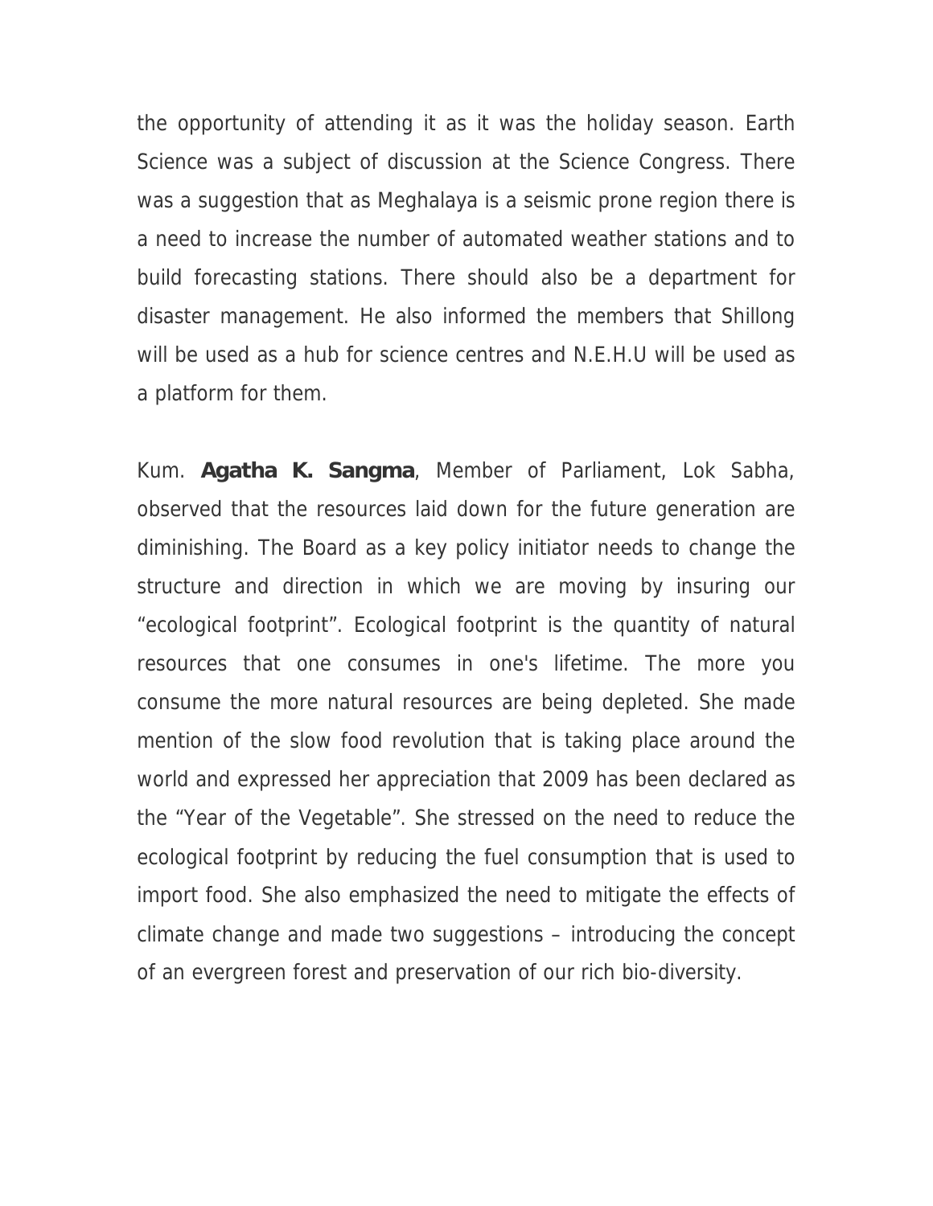the opportunity of attending it as it was the holiday season. Earth Science was a subject of discussion at the Science Congress. There was a suggestion that as Meghalaya is a seismic prone region there is a need to increase the number of automated weather stations and to build forecasting stations. There should also be a department for disaster management. He also informed the members that Shillong will be used as a hub for science centres and N.E.H.U will be used as a platform for them.

Kum. **Agatha K. Sangma**, Member of Parliament, Lok Sabha, observed that the resources laid down for the future generation are diminishing. The Board as a key policy initiator needs to change the structure and direction in which we are moving by insuring our "ecological footprint". Ecological footprint is the quantity of natural resources that one consumes in one's lifetime. The more you consume the more natural resources are being depleted. She made mention of the slow food revolution that is taking place around the world and expressed her appreciation that 2009 has been declared as the "Year of the Vegetable". She stressed on the need to reduce the ecological footprint by reducing the fuel consumption that is used to import food. She also emphasized the need to mitigate the effects of climate change and made two suggestions – introducing the concept of an evergreen forest and preservation of our rich bio-diversity.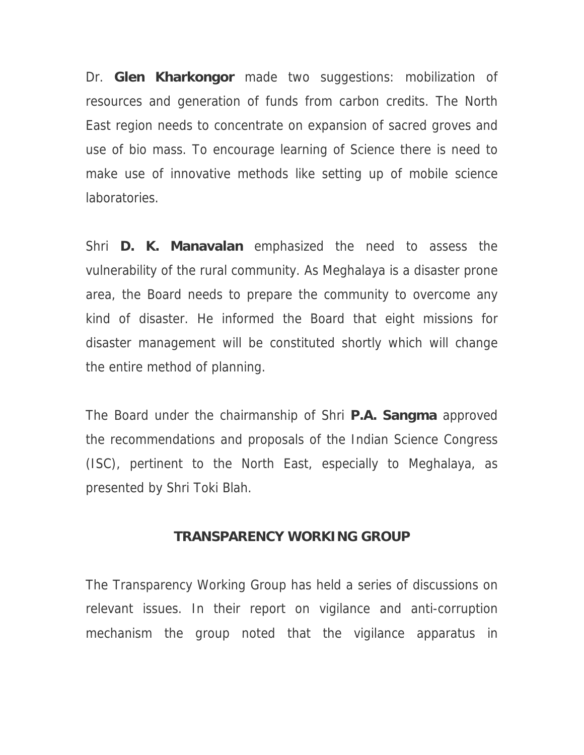Dr. **Glen Kharkongor** made two suggestions: mobilization of resources and generation of funds from carbon credits. The North East region needs to concentrate on expansion of sacred groves and use of bio mass. To encourage learning of Science there is need to make use of innovative methods like setting up of mobile science laboratories.

Shri **D. K. Manavalan** emphasized the need to assess the vulnerability of the rural community. As Meghalaya is a disaster prone area, the Board needs to prepare the community to overcome any kind of disaster. He informed the Board that eight missions for disaster management will be constituted shortly which will change the entire method of planning.

The Board under the chairmanship of Shri **P.A. Sangma** approved the recommendations and proposals of the Indian Science Congress (ISC), pertinent to the North East, especially to Meghalaya, as presented by Shri Toki Blah.

## TRANSPARENCY WORKING GROUP

The Transparency Working Group has held a series of discussions on relevant issues. In their report on vigilance and anti-corruption mechanism the group noted that the vigilance apparatus in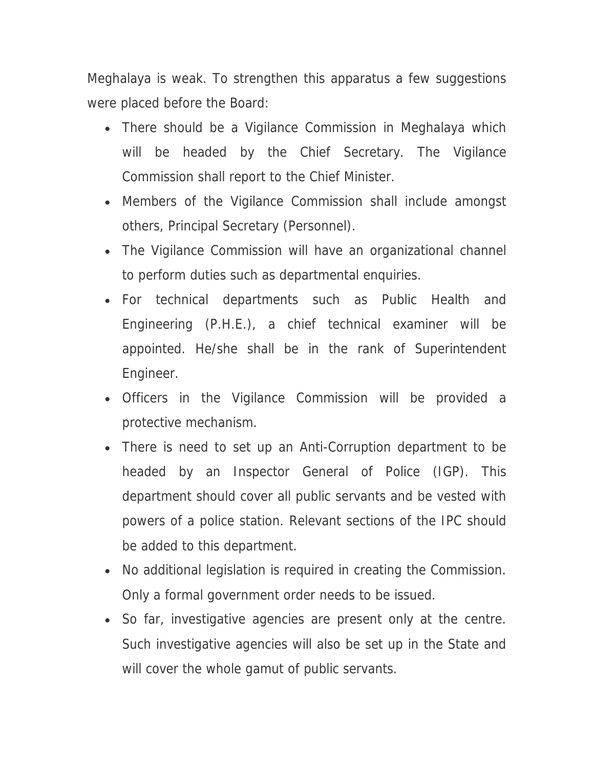Meghalaya is weak. To strengthen this apparatus a few suggestions were placed before the Board:

- There should be a Vigilance Commission in Meghalaya which will be headed by the Chief Secretary. The Vigilance Commission shall report to the Chief Minister.
- Members of the Vigilance Commission shall include amongst others, Principal Secretary (Personnel).
- The Vigilance Commission will have an organizational channel to perform duties such as departmental enquiries.
- For technical departments such as Public Health and Engineering (P.H.E.), a chief technical examiner will be appointed. He/she shall be in the rank of Superintendent Engineer.
- Officers in the Vigilance Commission will be provided a protective mechanism.
- There is need to set up an Anti-Corruption department to be headed by an Inspector General of Police (IGP). This department should cover all public servants and be vested with powers of a police station. Relevant sections of the IPC should be added to this department.
- No additional legislation is required in creating the Commission. Only a formal government order needs to be issued.
- So far, investigative agencies are present only at the centre. Such investigative agencies will also be set up in the State and will cover the whole gamut of public servants.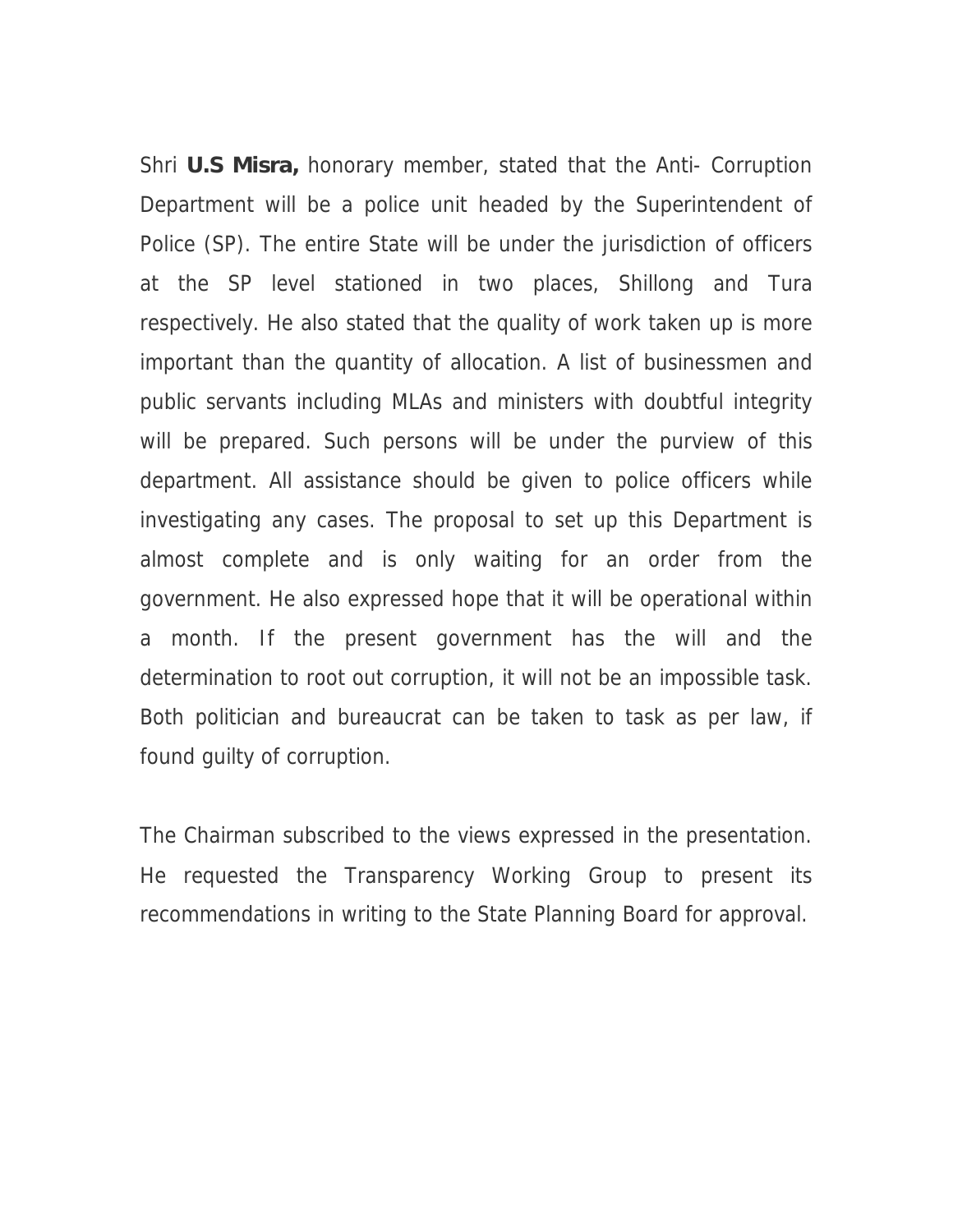Shri **U.S Misra,** honorary member, stated that the Anti- Corruption Department will be a police unit headed by the Superintendent of Police (SP). The entire State will be under the jurisdiction of officers at the SP level stationed in two places, Shillong and Tura respectively. He also stated that the quality of work taken up is more important than the quantity of allocation. A list of businessmen and public servants including MLAs and ministers with doubtful integrity will be prepared. Such persons will be under the purview of this department. All assistance should be given to police officers while investigating any cases. The proposal to set up this Department is almost complete and is only waiting for an order from the government. He also expressed hope that it will be operational within a month. If the present government has the will and the determination to root out corruption, it will not be an impossible task. Both politician and bureaucrat can be taken to task as per law, if found guilty of corruption.

The Chairman subscribed to the views expressed in the presentation. He requested the Transparency Working Group to present its recommendations in writing to the State Planning Board for approval.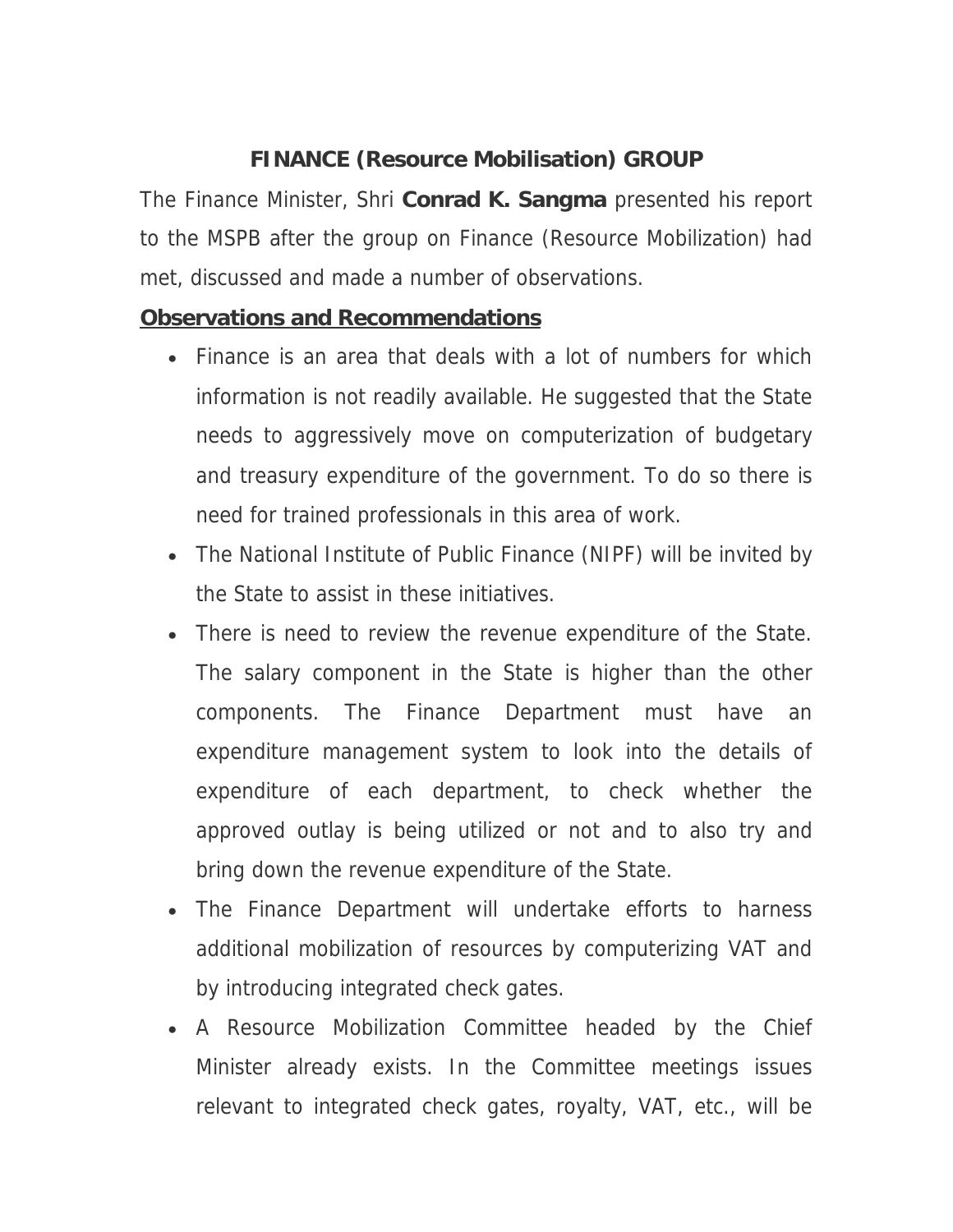## FINANCE (Resource Mobilisation) GROUP

The Finance Minister, Shri **Conrad K. Sangma** presented his report to the MSPB after the group on Finance (Resource Mobilization) had met, discussed and made a number of observations.

**Observations and Recommendations**

- Finance is an area that deals with a lot of numbers for which information is not readily available. He suggested that the State needs to aggressively move on computerization of budgetary and treasury expenditure of the government. To do so there is need for trained professionals in this area of work.
- The National Institute of Public Finance (NIPF) will be invited by the State to assist in these initiatives.
- There is need to review the revenue expenditure of the State. The salary component in the State is higher than the other components. The Finance Department must have an expenditure management system to look into the details of expenditure of each department, to check whether the approved outlay is being utilized or not and to also try and bring down the revenue expenditure of the State.
- The Finance Department will undertake efforts to harness additional mobilization of resources by computerizing VAT and by introducing integrated check gates.
- A Resource Mobilization Committee headed by the Chief Minister already exists. In the Committee meetings issues relevant to integrated check gates, royalty, VAT, etc., will be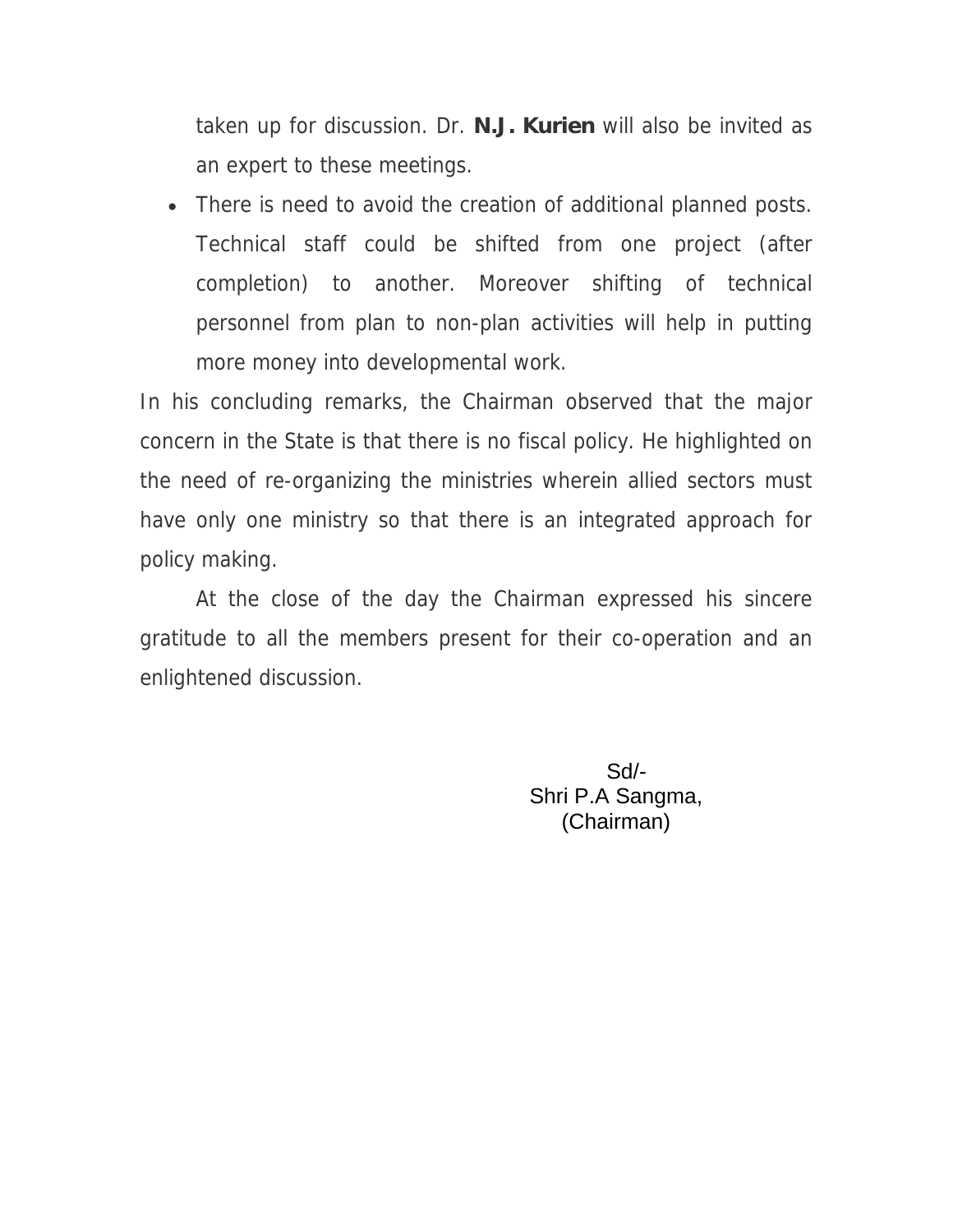taken up for discussion. Dr. **N.J. Kurien** will also be invited as an expert to these meetings.

- There is need to avoid the creation of additional planned posts. Technical staff could be shifted from one project (after completion) to another. Moreover shifting of technical personnel from plan to non-plan activities will help in putting more money into developmental work.

In his concluding remarks, the Chairman observed that the major concern in the State is that there is no fiscal policy. He highlighted on the need of re-organizing the ministries wherein allied sectors must have only one ministry so that there is an integrated approach for policy making.

At the close of the day the Chairman expressed his sincere gratitude to all the members present for their co-operation and an enlightened discussion.

Sd/-
Shri P.A Sangma,
(Chairman)